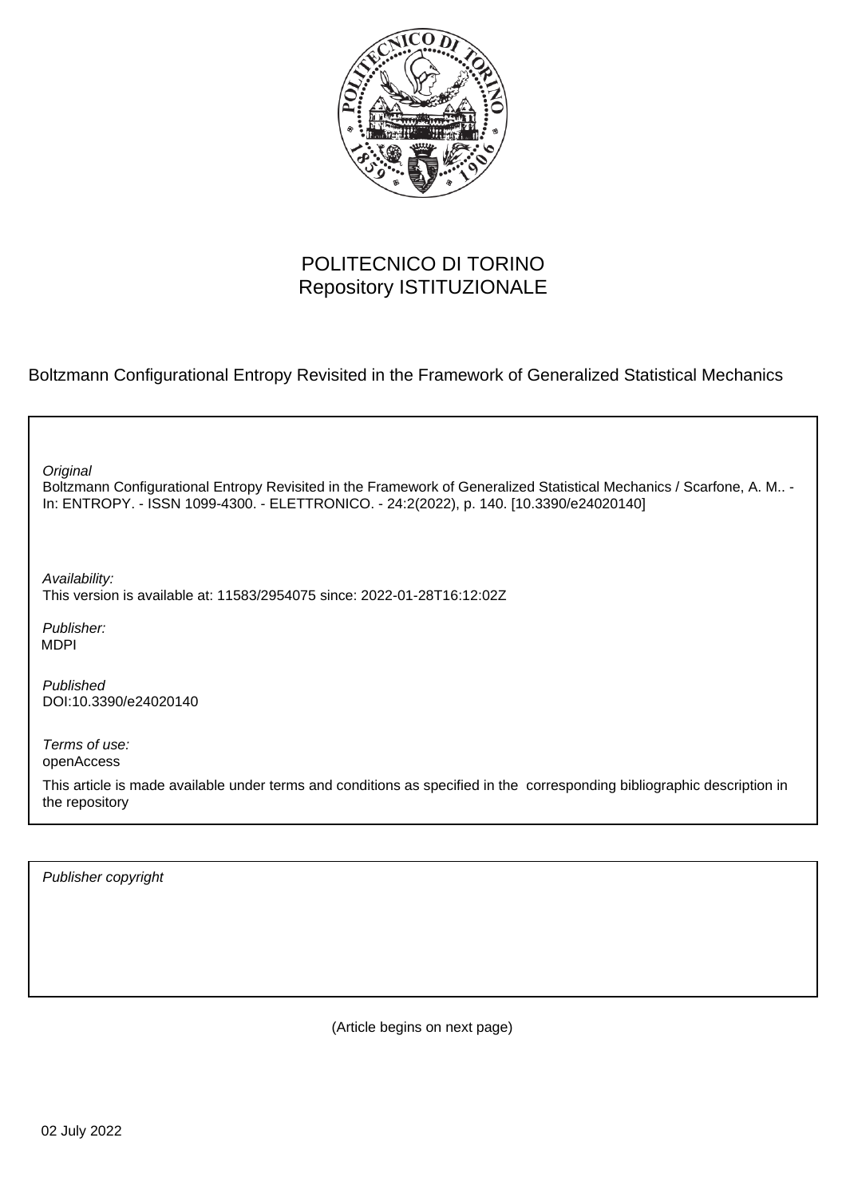POLITECNICO DI TORINO
Repository ISTITUZIONALE

Boltzmann Configurational Entropy Revisited in the Framework of Generalized Statistical Mechanics

*Original*
Boltzmann Configurational Entropy Revisited in the Framework of Generalized Statistical Mechanics / Scarfone, A. M.. - In: ENTROPY. - ISSN 1099-4300. - ELETTRONICO. - 24:2(2022), p. 140. [10.3390/e24020140]

*Availability:*
This version is available at: 11583/2954075 since: 2022-01-28T16:12:02Z

*Publisher:*
MDPI

*Published*
DOI:10.3390/e24020140

*Terms of use:*
openAccess

This article is made available under terms and conditions as specified in the corresponding bibliographic description in the repository

*Publisher copyright*

(Article begins on next page)

02 July 2022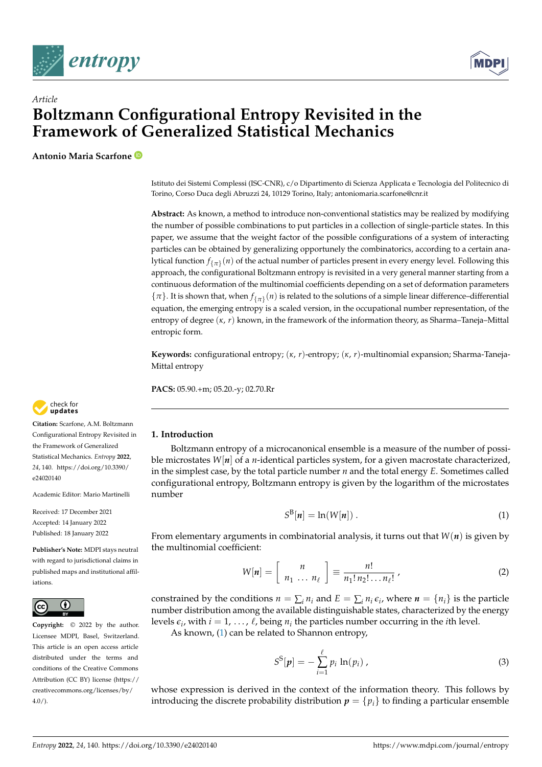# Boltzmann Configurational Entropy Revisited in the Framework of Generalized Statistical Mechanics

**Antonio Maria Scarfone**

Istituto dei Sistemi Complessi (ISC-CNR), c/o Dipartimento di Scienza Applicata e Tecnologia del Politecnico di Torino, Corso Duca degli Abruzzi 24, 10129 Torino, Italy; antoniomaria.scarfone@cnr.it

**Abstract:** As known, a method to introduce non-conventional statistics may be realized by modifying the number of possible combinations to put particles in a collection of single-particle states. In this paper, we assume that the weight factor of the possible configurations of a system of interacting particles can be obtained by generalizing opportunely the combinatorics, according to a certain analytical function $f_{\{\pi\}}(n)$ of the actual number of particles present in every energy level. Following this approach, the configurational Boltzmann entropy is revisited in a very general manner starting from a continuous deformation of the multinomial coefficients depending on a set of deformation parameters $\{\pi\}$. It is shown that, when $f_{\{\pi\}}(n)$ is related to the solutions of a simple linear difference–differential equation, the emerging entropy is a scaled version, in the occupational number representation, of the entropy of degree $(\kappa, r)$ known, in the framework of the information theory, as Sharma–Taneja–Mittal entropic form.

**Keywords:** configurational entropy; $(\kappa, r)$-entropy; $(\kappa, r)$-multinomial expansion; Sharma-Taneja-Mittal entropy

**PACS:** 05.90.+m; 05.20.-y; 02.70.Rr

**Citation:** Scarfone, A.M. Boltzmann Configurational Entropy Revisited in the Framework of Generalized Statistical Mechanics. *Entropy* **2022**, *24*, 140. https://doi.org/10.3390/e24020140

Academic Editor: Mario Martinelli

Received: 17 December 2021
Accepted: 14 January 2022
Published: 18 January 2022

**Publisher's Note:** MDPI stays neutral with regard to jurisdictional claims in published maps and institutional affiliations.

**Copyright:** © 2022 by the author. Licensee MDPI, Basel, Switzerland. This article is an open access article distributed under the terms and conditions of the Creative Commons Attribution (CC BY) license (https://creativecommons.org/licenses/by/4.0/).

## 1. Introduction

Boltzmann entropy of a microcanonical ensemble is a measure of the number of possible microstates $W[\boldsymbol{n}]$ of a $n$-identical particles system, for a given macrostate characterized, in the simplest case, by the total particle number $n$ and the total energy $E$. Sometimes called configurational entropy, Boltzmann entropy is given by the logarithm of the microstates number

$$S^{\rm B}[\boldsymbol{n}] = \ln(W[\boldsymbol{n}]) \,. \tag{1}$$

From elementary arguments in combinatorial analysis, it turns out that $W(\boldsymbol{n})$ is given by the multinomial coefficient:

$$W[\boldsymbol{n}] = \left[ \begin{array}{c} n \\ n_1 \, \ldots \, n_\ell \end{array} \right] \equiv \frac{n!}{n_1!\, n_2! \ldots n_\ell!} \,, \tag{2}$$

constrained by the conditions $n = \sum_i n_i$ and $E = \sum_i n_i \, \epsilon_i$, where $\boldsymbol{n} = \{n_i\}$ is the particle number distribution among the available distinguishable states, characterized by the energy levels $\epsilon_i$, with $i = 1, \ldots, \ell$, being $n_i$ the particles number occurring in the $i$th level.

As known, (1) can be related to Shannon entropy,

$$S^{\rm S}[\boldsymbol{p}] = -\sum_{i=1}^{\ell} p_i \, \ln(p_i) \,, \tag{3}$$

whose expression is derived in the context of the information theory. This follows by introducing the discrete probability distribution $\boldsymbol{p} = \{p_i\}$ to finding a particular ensemble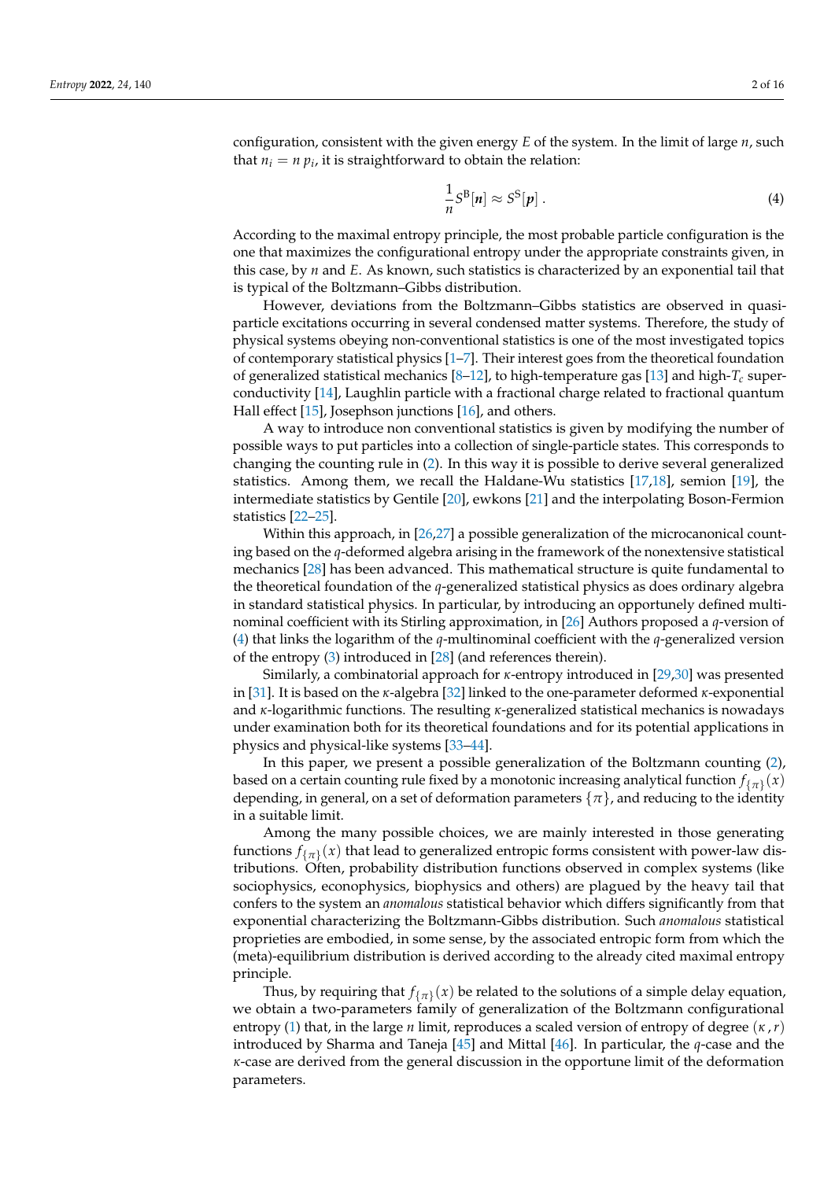configuration, consistent with the given energy $E$ of the system. In the limit of large $n$, such that $n_i = n\,p_i$, it is straightforward to obtain the relation:

$$\frac{1}{n} S^{\rm B}[\boldsymbol{n}] \approx S^{\rm S}[\boldsymbol{p}]\,. \tag{4}$$

According to the maximal entropy principle, the most probable particle configuration is the one that maximizes the configurational entropy under the appropriate constraints given, in this case, by $n$ and $E$. As known, such statistics is characterized by an exponential tail that is typical of the Boltzmann–Gibbs distribution.

However, deviations from the Boltzmann–Gibbs statistics are observed in quasi-particle excitations occurring in several condensed matter systems. Therefore, the study of physical systems obeying non-conventional statistics is one of the most investigated topics of contemporary statistical physics [1–7]. Their interest goes from the theoretical foundation of generalized statistical mechanics [8–12], to high-temperature gas [13] and high-$T_c$ superconductivity [14], Laughlin particle with a fractional charge related to fractional quantum Hall effect [15], Josephson junctions [16], and others.

A way to introduce non conventional statistics is given by modifying the number of possible ways to put particles into a collection of single-particle states. This corresponds to changing the counting rule in (2). In this way it is possible to derive several generalized statistics. Among them, we recall the Haldane-Wu statistics [17,18], semion [19], the intermediate statistics by Gentile [20], ewkons [21] and the interpolating Boson-Fermion statistics [22–25].

Within this approach, in [26,27] a possible generalization of the microcanonical counting based on the $q$-deformed algebra arising in the framework of the nonextensive statistical mechanics [28] has been advanced. This mathematical structure is quite fundamental to the theoretical foundation of the $q$-generalized statistical physics as does ordinary algebra in standard statistical physics. In particular, by introducing an opportunely defined multinomial coefficient with its Stirling approximation, in [26] Authors proposed a $q$-version of (4) that links the logarithm of the $q$-multinominal coefficient with the $q$-generalized version of the entropy (3) introduced in [28] (and references therein).

Similarly, a combinatorial approach for $\kappa$-entropy introduced in [29,30] was presented in [31]. It is based on the $\kappa$-algebra [32] linked to the one-parameter deformed $\kappa$-exponential and $\kappa$-logarithmic functions. The resulting $\kappa$-generalized statistical mechanics is nowadays under examination both for its theoretical foundations and for its potential applications in physics and physical-like systems [33–44].

In this paper, we present a possible generalization of the Boltzmann counting (2), based on a certain counting rule fixed by a monotonic increasing analytical function $f_{\{\pi\}}(x)$ depending, in general, on a set of deformation parameters $\{\pi\}$, and reducing to the identity in a suitable limit.

Among the many possible choices, we are mainly interested in those generating functions $f_{\{\pi\}}(x)$ that lead to generalized entropic forms consistent with power-law distributions. Often, probability distribution functions observed in complex systems (like sociophysics, econophysics, biophysics and others) are plagued by the heavy tail that confers to the system an *anomalous* statistical behavior which differs significantly from that exponential characterizing the Boltzmann-Gibbs distribution. Such *anomalous* statistical proprieties are embodied, in some sense, by the associated entropic form from which the (meta)-equilibrium distribution is derived according to the already cited maximal entropy principle.

Thus, by requiring that $f_{\{\pi\}}(x)$ be related to the solutions of a simple delay equation, we obtain a two-parameters family of generalization of the Boltzmann configurational entropy (1) that, in the large $n$ limit, reproduces a scaled version of entropy of degree $(\kappa\,,r)$ introduced by Sharma and Taneja [45] and Mittal [46]. In particular, the $q$-case and the $\kappa$-case are derived from the general discussion in the opportune limit of the deformation parameters.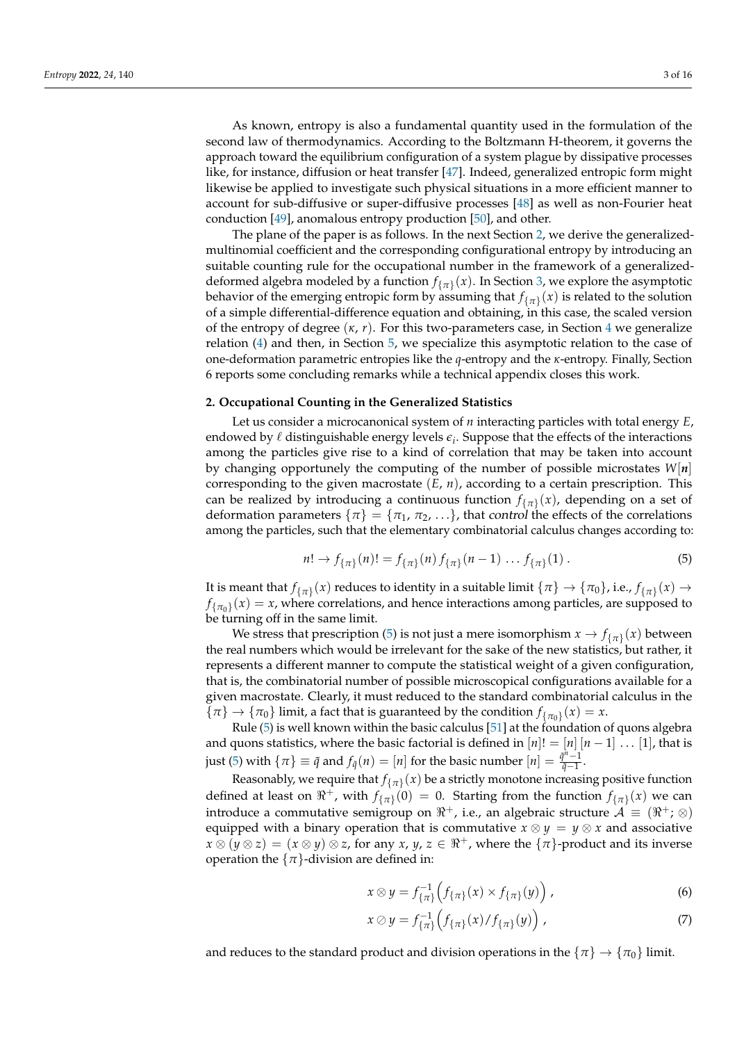As known, entropy is also a fundamental quantity used in the formulation of the second law of thermodynamics. According to the Boltzmann H-theorem, it governs the approach toward the equilibrium configuration of a system plague by dissipative processes like, for instance, diffusion or heat transfer [47]. Indeed, generalized entropic form might likewise be applied to investigate such physical situations in a more efficient manner to account for sub-diffusive or super-diffusive processes [48] as well as non-Fourier heat conduction [49], anomalous entropy production [50], and other.

The plane of the paper is as follows. In the next Section 2, we derive the generalized-multinomial coefficient and the corresponding configurational entropy by introducing an suitable counting rule for the occupational number in the framework of a generalized-deformed algebra modeled by a function $f_{\{\pi\}}(x)$. In Section 3, we explore the asymptotic behavior of the emerging entropic form by assuming that $f_{\{\pi\}}(x)$ is related to the solution of a simple differential-difference equation and obtaining, in this case, the scaled version of the entropy of degree $(\kappa, r)$. For this two-parameters case, in Section 4 we generalize relation (4) and then, in Section 5, we specialize this asymptotic relation to the case of one-deformation parametric entropies like the $q$-entropy and the $\kappa$-entropy. Finally, Section 6 reports some concluding remarks while a technical appendix closes this work.

## 2. Occupational Counting in the Generalized Statistics

Let us consider a microcanonical system of $n$ interacting particles with total energy $E$, endowed by $\ell$ distinguishable energy levels $\epsilon_i$. Suppose that the effects of the interactions among the particles give rise to a kind of correlation that may be taken into account by changing opportunely the computing of the number of possible microstates $W[\boldsymbol{n}]$ corresponding to the given macrostate $(E, n)$, according to a certain prescription. This can be realized by introducing a continuous function $f_{\{\pi\}}(x)$, depending on a set of deformation parameters $\{\pi\} = \{\pi_1, \pi_2, \ldots\}$, that *control* the effects of the correlations among the particles, such that the elementary combinatorial calculus changes according to:

$$
n! \to f_{\{\pi\}}(n)! = f_{\{\pi\}}(n)\, f_{\{\pi\}}(n-1)\, \ldots\, f_{\{\pi\}}(1)\,. \tag{5}
$$

It is meant that $f_{\{\pi\}}(x)$ reduces to identity in a suitable limit $\{\pi\} \to \{\pi_0\}$, i.e., $f_{\{\pi\}}(x) \to f_{\{\pi_0\}}(x) = x$, where correlations, and hence interactions among particles, are supposed to be turning off in the same limit.

We stress that prescription (5) is not just a mere isomorphism $x \to f_{\{\pi\}}(x)$ between the real numbers which would be irrelevant for the sake of the new statistics, but rather, it represents a different manner to compute the statistical weight of a given configuration, that is, the combinatorial number of possible microscopical configurations available for a given macrostate. Clearly, it must reduced to the standard combinatorial calculus in the $\{\pi\} \to \{\pi_0\}$ limit, a fact that is guaranteed by the condition $f_{\{\pi_0\}}(x) = x$.

Rule (5) is well known within the basic calculus [51] at the foundation of quons algebra and quons statistics, where the basic factorial is defined in $[n]! = [n]\,[n-1]\,\ldots\,[1]$, that is just (5) with $\{\pi\} \equiv \tilde{q}$ and $f_{\tilde{q}}(n) = [n]$ for the basic number $[n] = \frac{\tilde{q}^n - 1}{\tilde{q} - 1}$.

Reasonably, we require that $f_{\{\pi\}}(x)$ be a strictly monotone increasing positive function defined at least on $\Re^+$, with $f_{\{\pi\}}(0) = 0$. Starting from the function $f_{\{\pi\}}(x)$ we can introduce a commutative semigroup on $\Re^+$, i.e., an algebraic structure $\mathcal{A} \equiv (\Re^+; \otimes)$ equipped with a binary operation that is commutative $x \otimes y = y \otimes x$ and associative $x \otimes (y \otimes z) = (x \otimes y) \otimes z$, for any $x,\, y,\, z \in \Re^+$, where the $\{\pi\}$-product and its inverse operation the $\{\pi\}$-division are defined in:

$$
x \otimes y = f_{\{\pi\}}^{-1}\Big(f_{\{\pi\}}(x) \times f_{\{\pi\}}(y)\Big)\,, \tag{6}
$$

$$
x \oslash y = f_{\{\pi\}}^{-1}\Big(f_{\{\pi\}}(x) / f_{\{\pi\}}(y)\Big)\,, \tag{7}
$$

and reduces to the standard product and division operations in the $\{\pi\} \to \{\pi_0\}$ limit.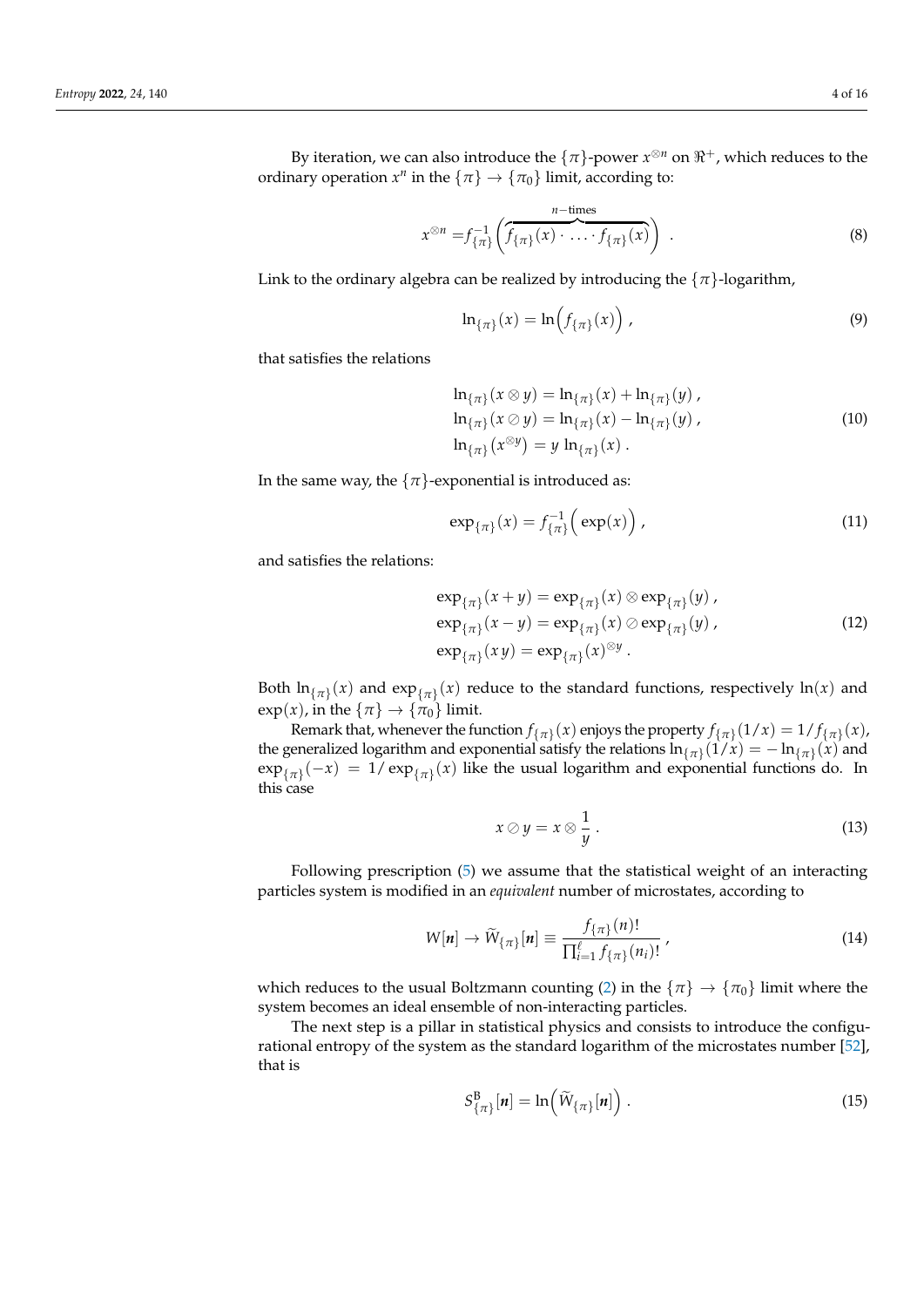By iteration, we can also introduce the $\{\pi\}$-power $x^{\otimes n}$ on $\Re^+$, which reduces to the ordinary operation $x^n$ in the $\{\pi\} \to \{\pi_0\}$ limit, according to:

$$
x^{\otimes n} = f^{-1}_{\{\pi\}}\left(\overbrace{f_{\{\pi\}}(x) \cdot \ldots \cdot f_{\{\pi\}}(x)}^{n-\text{times}}\right) \ . \tag{8}
$$

Link to the ordinary algebra can be realized by introducing the $\{\pi\}$-logarithm,

$$
\ln_{\{\pi\}}(x) = \ln\Big(f_{\{\pi\}}(x)\Big) \ , \tag{9}
$$

that satisfies the relations

$$
\begin{aligned}
&\ln_{\{\pi\}}(x \otimes y) = \ln_{\{\pi\}}(x) + \ln_{\{\pi\}}(y) \ , \\
&\ln_{\{\pi\}}(x \oslash y) = \ln_{\{\pi\}}(x) - \ln_{\{\pi\}}(y) \ , \\
&\ln_{\{\pi\}}\big(x^{\otimes y}\big) = y \, \ln_{\{\pi\}}(x) \ .
\end{aligned} \tag{10}
$$

In the same way, the $\{\pi\}$-exponential is introduced as:

$$
\exp_{\{\pi\}}(x) = f^{-1}_{\{\pi\}}\Big(\exp(x)\Big) \ , \tag{11}
$$

and satisfies the relations:

$$
\begin{aligned}
&\exp_{\{\pi\}}(x + y) = \exp_{\{\pi\}}(x) \otimes \exp_{\{\pi\}}(y) \ , \\
&\exp_{\{\pi\}}(x - y) = \exp_{\{\pi\}}(x) \oslash \exp_{\{\pi\}}(y) \ , \\
&\exp_{\{\pi\}}(x \, y) = \exp_{\{\pi\}}(x)^{\otimes y} \ .
\end{aligned} \tag{12}
$$

Both $\ln_{\{\pi\}}(x)$ and $\exp_{\{\pi\}}(x)$ reduce to the standard functions, respectively $\ln(x)$ and $\exp(x)$, in the $\{\pi\} \to \{\pi_0\}$ limit.

Remark that, whenever the function $f_{\{\pi\}}(x)$ enjoys the property $f_{\{\pi\}}(1/x) = 1/f_{\{\pi\}}(x)$, the generalized logarithm and exponential satisfy the relations $\ln_{\{\pi\}}(1/x) = -\ln_{\{\pi\}}(x)$ and $\exp_{\{\pi\}}(-x) = 1/\exp_{\{\pi\}}(x)$ like the usual logarithm and exponential functions do. In this case

$$
x \oslash y = x \otimes \frac{1}{y} \ . \tag{13}
$$

Following prescription (5) we assume that the statistical weight of an interacting particles system is modified in an *equivalent* number of microstates, according to

$$
W[\boldsymbol{n}] \to \widetilde{W}_{\{\pi\}}[\boldsymbol{n}] \equiv \frac{f_{\{\pi\}}(n)!}{\prod_{i=1}^{\ell} f_{\{\pi\}}(n_i)!} \ , \tag{14}
$$

which reduces to the usual Boltzmann counting (2) in the $\{\pi\} \to \{\pi_0\}$ limit where the system becomes an ideal ensemble of non-interacting particles.

The next step is a pillar in statistical physics and consists to introduce the configurational entropy of the system as the standard logarithm of the microstates number [52], that is

$$
S^{\rm B}_{\{\pi\}}[\boldsymbol{n}] = \ln\Big(\widetilde{W}_{\{\pi\}}[\boldsymbol{n}]\Big) \ . \tag{15}
$$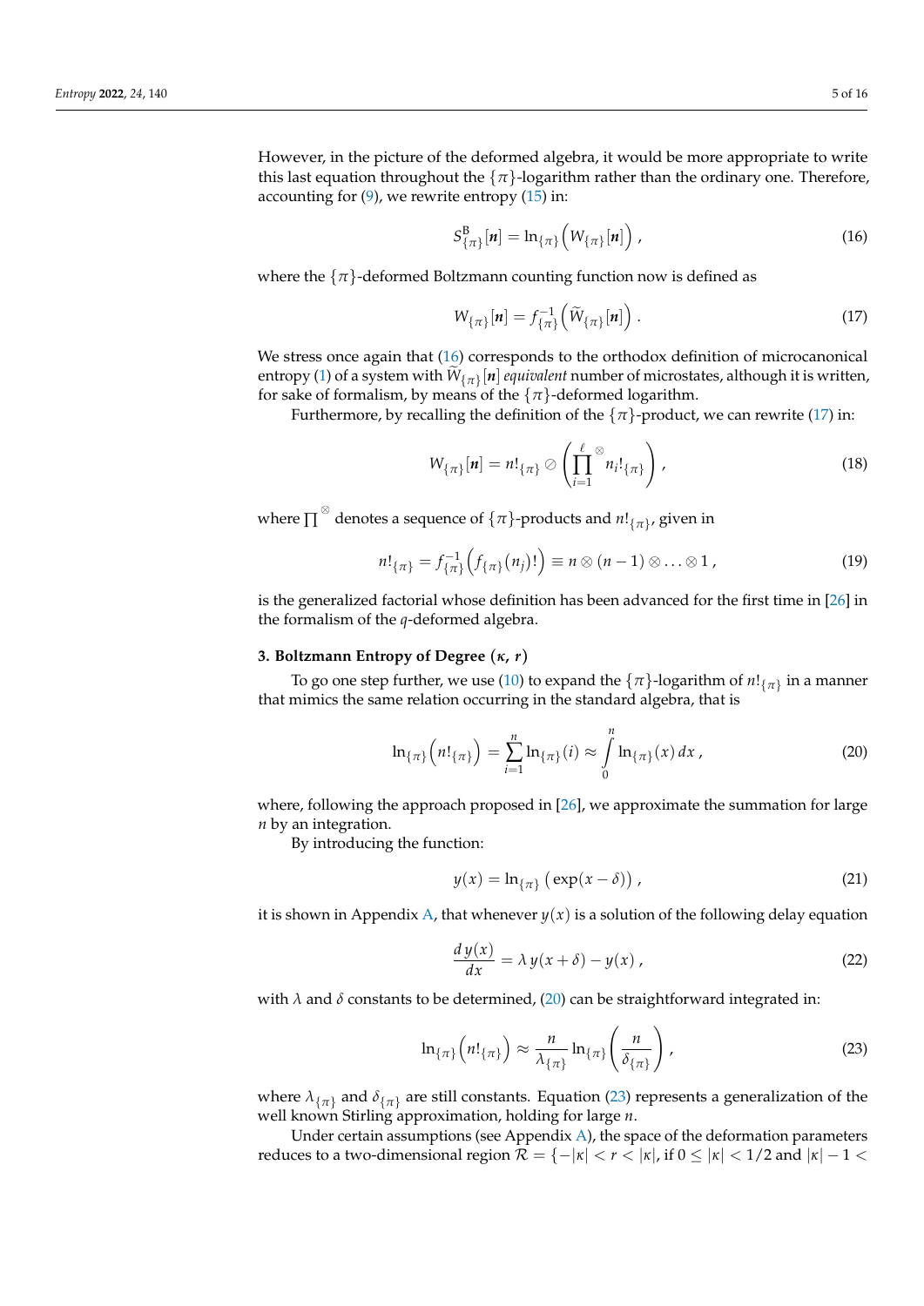However, in the picture of the deformed algebra, it would be more appropriate to write this last equation throughout the $\{\pi\}$-logarithm rather than the ordinary one. Therefore, accounting for (9), we rewrite entropy (15) in:

$$S^{\rm B}_{\{\pi\}}[\boldsymbol{n}] = \ln_{\{\pi\}}\Big(W_{\{\pi\}}[\boldsymbol{n}]\Big) \,, \tag{16}$$

where the $\{\pi\}$-deformed Boltzmann counting function now is defined as

$$W_{\{\pi\}}[\boldsymbol{n}] = f^{-1}_{\{\pi\}}\Big(\widetilde{W}_{\{\pi\}}[\boldsymbol{n}]\Big) \,. \tag{17}$$

We stress once again that (16) corresponds to the orthodox definition of microcanonical entropy (1) of a system with $\widetilde{W}_{\{\pi\}}[\boldsymbol{n}]$ *equivalent* number of microstates, although it is written, for sake of formalism, by means of the $\{\pi\}$-deformed logarithm.

Furthermore, by recalling the definition of the $\{\pi\}$-product, we can rewrite (17) in:

$$W_{\{\pi\}}[\boldsymbol{n}] = n!_{\{\pi\}} \oslash \left(\prod_{i=1}^{\ell}{}^{\otimes} n_i!_{\{\pi\}}\right) , \tag{18}$$

where $\prod^{\otimes}$ denotes a sequence of $\{\pi\}$-products and $n!_{\{\pi\}}$, given in

$$n!_{\{\pi\}} = f^{-1}_{\{\pi\}}\Big(f_{\{\pi\}}(n_j)!\Big) \equiv n \otimes (n-1) \otimes \ldots \otimes 1 \,, \tag{19}$$

is the generalized factorial whose definition has been advanced for the first time in [26] in the formalism of the $q$-deformed algebra.

## 3. Boltzmann Entropy of Degree ($\kappa$, $r$)

To go one step further, we use (10) to expand the $\{\pi\}$-logarithm of $n!_{\{\pi\}}$ in a manner that mimics the same relation occurring in the standard algebra, that is

$$\ln_{\{\pi\}}\Big(n!_{\{\pi\}}\Big) = \sum_{i=1}^{n} \ln_{\{\pi\}}(i) \approx \int_0^n \ln_{\{\pi\}}(x)\, dx \,, \tag{20}$$

where, following the approach proposed in [26], we approximate the summation for large $n$ by an integration.

By introducing the function:

$$y(x) = \ln_{\{\pi\}}\big(\exp(x-\delta)\big) \,, \tag{21}$$

it is shown in Appendix A, that whenever $y(x)$ is a solution of the following delay equation

$$\frac{d\,y(x)}{dx} = \lambda\, y(x+\delta) - y(x) \,, \tag{22}$$

with $\lambda$ and $\delta$ constants to be determined, (20) can be straightforward integrated in:

$$\ln_{\{\pi\}}\Big(n!_{\{\pi\}}\Big) \approx \frac{n}{\lambda_{\{\pi\}}} \ln_{\{\pi\}}\left(\frac{n}{\delta_{\{\pi\}}}\right) , \tag{23}$$

where $\lambda_{\{\pi\}}$ and $\delta_{\{\pi\}}$ are still constants. Equation (23) represents a generalization of the well known Stirling approximation, holding for large $n$.

Under certain assumptions (see Appendix A), the space of the deformation parameters reduces to a two-dimensional region $\mathcal{R} = \{-|\kappa| < r < |\kappa|$, if $0 \le |\kappa| < 1/2$ and $|\kappa| - 1 <$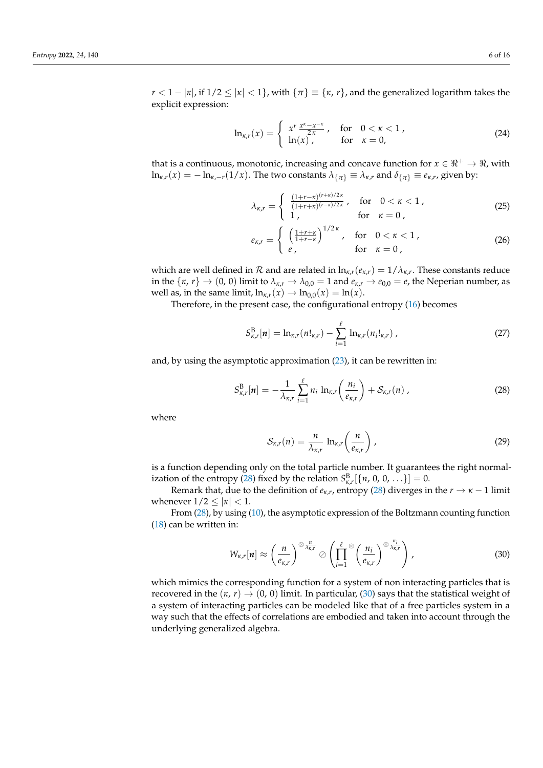$r < 1 - |\kappa|$, if $1/2 \leq |\kappa| < 1\}$, with $\{\pi\} \equiv \{\kappa, r\}$, and the generalized logarithm takes the explicit expression:

$$
\ln_{\kappa,r}(x) = \begin{cases} x^r \, \frac{x^\kappa - x^{-\kappa}}{2\kappa} \,, & \text{for} \quad 0 < \kappa < 1 \,, \\ \ln(x) \,, & \text{for} \quad \kappa = 0, \end{cases} \tag{24}
$$

that is a continuous, monotonic, increasing and concave function for $x \in \Re^+ \to \Re$, with $\ln_{\kappa,r}(x) = -\ln_{\kappa,-r}(1/x)$. The two constants $\lambda_{\{\pi\}} \equiv \lambda_{\kappa,r}$ and $\delta_{\{\pi\}} \equiv e_{\kappa,r}$, given by:

$$
\lambda_{\kappa,r} = \begin{cases} \frac{(1+r-\kappa)^{(r+\kappa)/2\kappa}}{(1+r+\kappa)^{(r-\kappa)/2\kappa}} \,, & \text{for} \quad 0 < \kappa < 1 \,, \\ 1 \,, & \text{for} \quad \kappa = 0 \,, \end{cases} \tag{25}
$$

$$
e_{\kappa,r} = \begin{cases} \left(\frac{1+r+\kappa}{1+r-\kappa}\right)^{1/2\kappa} \,, & \text{for} \quad 0 < \kappa < 1 \,, \\ e \,, & \text{for} \quad \kappa = 0 \,, \end{cases} \tag{26}
$$

which are well defined in $\mathcal{R}$ and are related in $\ln_{\kappa,r}(e_{\kappa,r}) = 1/\lambda_{\kappa,r}$. These constants reduce in the $\{\kappa, r\} \to (0, 0)$ limit to $\lambda_{\kappa,r} \to \lambda_{0,0} = 1$ and $e_{\kappa,r} \to e_{0,0} = e$, the Neperian number, as well as, in the same limit, $\ln_{\kappa,r}(x) \to \ln_{0,0}(x) = \ln(x)$.

Therefore, in the present case, the configurational entropy (16) becomes

$$
S^{\rm B}_{\kappa,r}[\boldsymbol{n}] = \ln_{\kappa,r}(n!_{\kappa,r}) - \sum_{i=1}^{\ell} \ln_{\kappa,r}(n_i!_{\kappa,r}) \,, \tag{27}
$$

and, by using the asymptotic approximation (23), it can be rewritten in:

$$
S^{\rm B}_{\kappa,r}[\boldsymbol{n}] = -\frac{1}{\lambda_{\kappa,r}} \sum_{i=1}^{\ell} n_i \, \ln_{\kappa,r}\!\left(\frac{n_i}{e_{\kappa,r}}\right) + \mathcal{S}_{\kappa,r}(n) \,, \tag{28}
$$

where

$$
\mathcal{S}_{\kappa,r}(n) = \frac{n}{\lambda_{\kappa,r}} \, \ln_{\kappa,r}\!\left(\frac{n}{e_{\kappa,r}}\right) , \tag{29}
$$

is a function depending only on the total particle number. It guarantees the right normalization of the entropy (28) fixed by the relation $S^{\rm B}_{\kappa,r}[\{n, 0, 0, \ldots\}] = 0$.

Remark that, due to the definition of $e_{\kappa,r}$, entropy (28) diverges in the $r \to \kappa - 1$ limit whenever $1/2 \leq |\kappa| < 1$.

From (28), by using (10), the asymptotic expression of the Boltzmann counting function (18) can be written in:

$$
W_{\kappa,r}[\boldsymbol{n}] \approx \left(\frac{n}{e_{\kappa,r}}\right)^{\otimes \frac{n}{\lambda_{\kappa,r}}} \oslash \left( \prod_{i=1}^{\ell}{}^{\otimes} \left(\frac{n_i}{e_{\kappa,r}}\right)^{\otimes \frac{n_i}{\lambda_{\kappa,r}}} \right) , \tag{30}
$$

which mimics the corresponding function for a system of non interacting particles that is recovered in the $(\kappa, r) \to (0, 0)$ limit. In particular, (30) says that the statistical weight of a system of interacting particles can be modeled like that of a free particles system in a way such that the effects of correlations are embodied and taken into account through the underlying generalized algebra.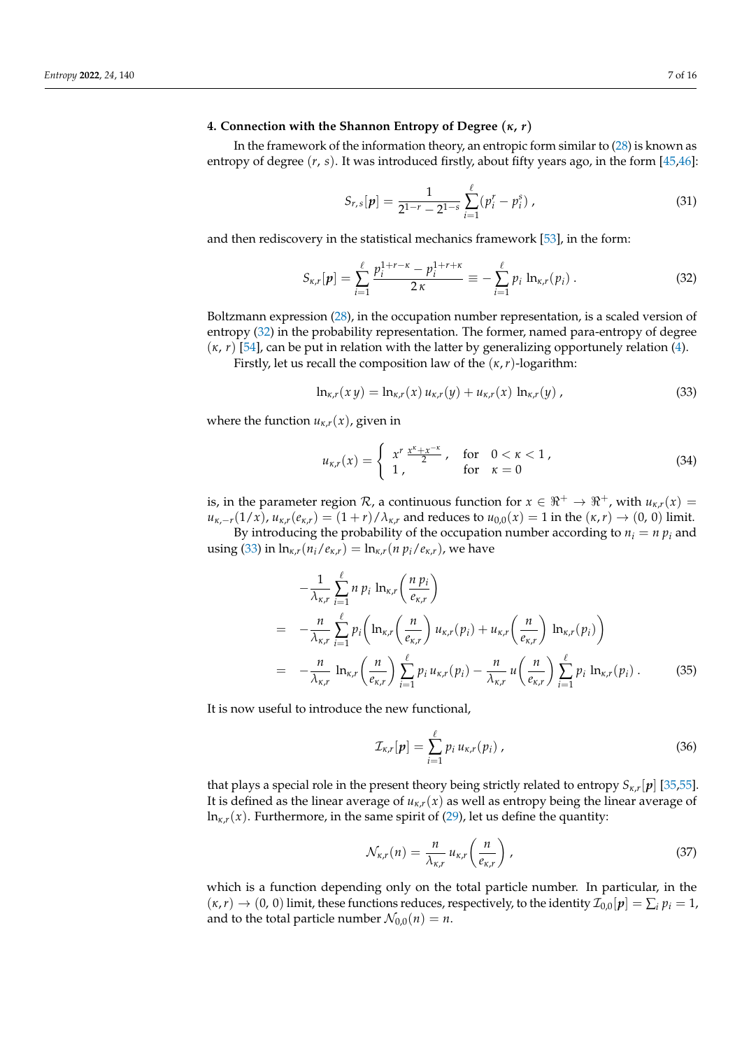## 4. Connection with the Shannon Entropy of Degree $(\kappa, r)$

In the framework of the information theory, an entropic form similar to (28) is known as entropy of degree $(r, s)$. It was introduced firstly, about fifty years ago, in the form [45,46]:

$$
S_{r,s}[\boldsymbol{p}] = \frac{1}{2^{1-r} - 2^{1-s}} \sum_{i=1}^{\ell} (p_i^r - p_i^s) \, , \tag{31}
$$

and then rediscovery in the statistical mechanics framework [53], in the form:

$$
S_{\kappa,r}[\boldsymbol{p}] = \sum_{i=1}^{\ell} \frac{p_i^{1+r-\kappa} - p_i^{1+r+\kappa}}{2\,\kappa} \equiv -\sum_{i=1}^{\ell} p_i \, \ln_{\kappa,r}(p_i) \, . \tag{32}
$$

Boltzmann expression (28), in the occupation number representation, is a scaled version of entropy (32) in the probability representation. The former, named para-entropy of degree $(\kappa, r)$ [54], can be put in relation with the latter by generalizing opportunely relation (4).

Firstly, let us recall the composition law of the $(\kappa, r)$-logarithm:

$$
\ln_{\kappa,r}(x\,y) = \ln_{\kappa,r}(x)\, u_{\kappa,r}(y) + u_{\kappa,r}(x)\, \ln_{\kappa,r}(y) \, , \tag{33}
$$

where the function $u_{\kappa,r}(x)$, given in

$$
u_{\kappa,r}(x) = \begin{cases} x^r \, \frac{x^\kappa + x^{-\kappa}}{2} \, , & \text{for} \quad 0 < \kappa < 1 \, , \\ 1 \, , & \text{for} \quad \kappa = 0 \end{cases} \tag{34}
$$

is, in the parameter region $\mathcal{R}$, a continuous function for $x \in \Re^+ \to \Re^+$, with $u_{\kappa,r}(x) = u_{\kappa,-r}(1/x)$, $u_{\kappa,r}(e_{\kappa,r}) = (1+r)/\lambda_{\kappa,r}$ and reduces to $u_{0,0}(x) = 1$ in the $(\kappa, r) \to (0,\, 0)$ limit.

By introducing the probability of the occupation number according to $n_i = n\, p_i$ and using (33) in $\ln_{\kappa,r}(n_i/e_{\kappa,r}) = \ln_{\kappa,r}(n\,p_i/e_{\kappa,r})$, we have

$$
\begin{aligned}
& -\frac{1}{\lambda_{\kappa,r}} \sum_{i=1}^{\ell} n\, p_i \, \ln_{\kappa,r}\!\left(\frac{n\, p_i}{e_{\kappa,r}}\right) \\
= \; & -\frac{n}{\lambda_{\kappa,r}} \sum_{i=1}^{\ell} p_i \left( \ln_{\kappa,r}\!\left(\frac{n}{e_{\kappa,r}}\right) u_{\kappa,r}(p_i) + u_{\kappa,r}\!\left(\frac{n}{e_{\kappa,r}}\right) \ln_{\kappa,r}(p_i) \right) \\
= \; & -\frac{n}{\lambda_{\kappa,r}} \ln_{\kappa,r}\!\left(\frac{n}{e_{\kappa,r}}\right) \sum_{i=1}^{\ell} p_i \, u_{\kappa,r}(p_i) - \frac{n}{\lambda_{\kappa,r}} \, u\!\left(\frac{n}{e_{\kappa,r}}\right) \sum_{i=1}^{\ell} p_i \, \ln_{\kappa,r}(p_i) \, .
\end{aligned} \tag{35}
$$

It is now useful to introduce the new functional,

$$
\mathcal{I}_{\kappa,r}[\boldsymbol{p}] = \sum_{i=1}^{\ell} p_i \, u_{\kappa,r}(p_i) \, , \tag{36}
$$

that plays a special role in the present theory being strictly related to entropy $S_{\kappa,r}[\boldsymbol{p}]$ [35,55]. It is defined as the linear average of $u_{\kappa,r}(x)$ as well as entropy being the linear average of $\ln_{\kappa,r}(x)$. Furthermore, in the same spirit of (29), let us define the quantity:

$$
\mathcal{N}_{\kappa,r}(n) = \frac{n}{\lambda_{\kappa,r}} \, u_{\kappa,r}\!\left(\frac{n}{e_{\kappa,r}}\right) , \tag{37}
$$

which is a function depending only on the total particle number. In particular, in the $(\kappa, r) \to (0,\, 0)$ limit, these functions reduces, respectively, to the identity $\mathcal{I}_{0,0}[\boldsymbol{p}] = \sum_i p_i = 1$, and to the total particle number $\mathcal{N}_{0,0}(n) = n$.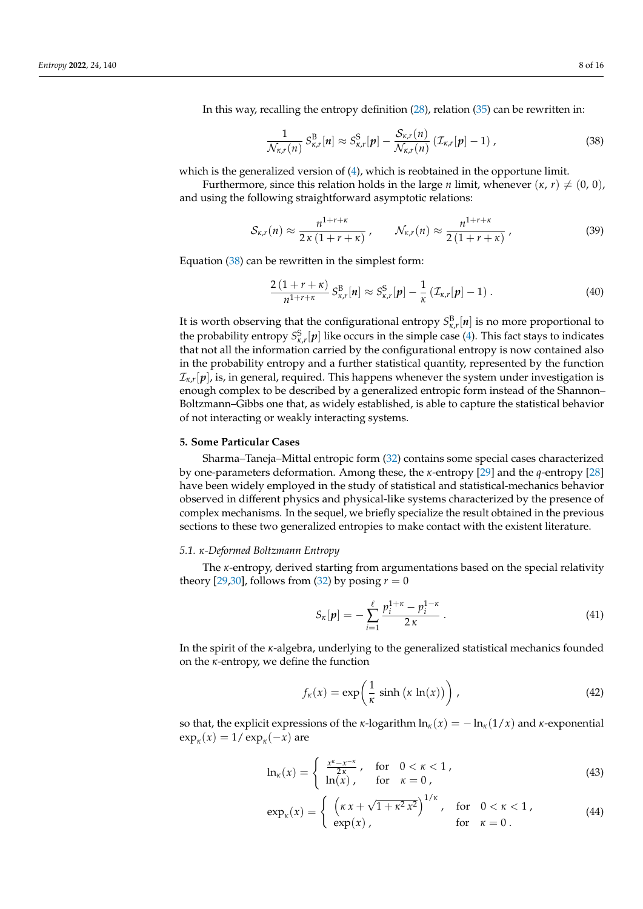In this way, recalling the entropy definition (28), relation (35) can be rewritten in:

$$\frac{1}{\mathcal{N}_{\kappa,r}(n)}\, S^{\rm B}_{\kappa,r}[\boldsymbol{n}] \approx S^{\rm S}_{\kappa,r}[\boldsymbol{p}] - \frac{\mathcal{S}_{\kappa,r}(n)}{\mathcal{N}_{\kappa,r}(n)}\,\left(\mathcal{I}_{\kappa,r}[\boldsymbol{p}] - 1\right) , \tag{38}$$

which is the generalized version of (4), which is reobtained in the opportune limit.

Furthermore, since this relation holds in the large $n$ limit, whenever $(\kappa,\, r) \neq (0,\, 0)$, and using the following straightforward asymptotic relations:

$$\mathcal{S}_{\kappa,r}(n) \approx \frac{n^{1+r+\kappa}}{2\,\kappa\,(1+r+\kappa)} , \qquad \mathcal{N}_{\kappa,r}(n) \approx \frac{n^{1+r+\kappa}}{2\,(1+r+\kappa)} , \tag{39}$$

Equation (38) can be rewritten in the simplest form:

$$\frac{2\,(1+r+\kappa)}{n^{1+r+\kappa}}\, S^{\rm B}_{\kappa,r}[\boldsymbol{n}] \approx S^{\rm S}_{\kappa,r}[\boldsymbol{p}] - \frac{1}{\kappa}\,\left(\mathcal{I}_{\kappa,r}[\boldsymbol{p}] - 1\right) . \tag{40}$$

It is worth observing that the configurational entropy $S^{\rm B}_{\kappa,r}[\boldsymbol{n}]$ is no more proportional to the probability entropy $S^{\rm S}_{\kappa,r}[\boldsymbol{p}]$ like occurs in the simple case (4). This fact stays to indicates that not all the information carried by the configurational entropy is now contained also in the probability entropy and a further statistical quantity, represented by the function $\mathcal{I}_{\kappa,r}[\boldsymbol{p}]$, is, in general, required. This happens whenever the system under investigation is enough complex to be described by a generalized entropic form instead of the Shannon–Boltzmann–Gibbs one that, as widely established, is able to capture the statistical behavior of not interacting or weakly interacting systems.

## 5. Some Particular Cases

Sharma–Taneja–Mittal entropic form (32) contains some special cases characterized by one-parameters deformation. Among these, the $\kappa$-entropy [29] and the $q$-entropy [28] have been widely employed in the study of statistical and statistical-mechanics behavior observed in different physics and physical-like systems characterized by the presence of complex mechanisms. In the sequel, we briefly specialize the result obtained in the previous sections to these two generalized entropies to make contact with the existent literature.

### 5.1. $\kappa$-Deformed Boltzmann Entropy

The $\kappa$-entropy, derived starting from argumentations based on the special relativity theory [29,30], follows from (32) by posing $r = 0$

$$S_\kappa[\boldsymbol{p}] = -\sum_{i=1}^{\ell} \frac{p_i^{1+\kappa} - p_i^{1-\kappa}}{2\,\kappa} . \tag{41}$$

In the spirit of the $\kappa$-algebra, underlying to the generalized statistical mechanics founded on the $\kappa$-entropy, we define the function

$$f_\kappa(x) = \exp\!\left(\frac{1}{\kappa}\,\sinh\left(\kappa\,\ln(x)\right)\right) , \tag{42}$$

so that, the explicit expressions of the $\kappa$-logarithm $\ln_\kappa(x) = -\ln_\kappa(1/x)$ and $\kappa$-exponential $\exp_\kappa(x) = 1/\exp_\kappa(-x)$ are

$$\ln_\kappa(x) = \begin{cases} \frac{x^\kappa - x^{-\kappa}}{2\,\kappa} , & \text{for} \quad 0<\kappa<1 , \\ \ln(x) , & \text{for} \quad \kappa = 0 , \end{cases} \tag{43}$$

$$\exp_\kappa(x) = \begin{cases} \left(\kappa\,x + \sqrt{1+\kappa^2\,x^2}\right)^{1/\kappa} , & \text{for} \quad 0<\kappa<1 , \\ \exp(x) , & \text{for} \quad \kappa = 0 . \end{cases} \tag{44}$$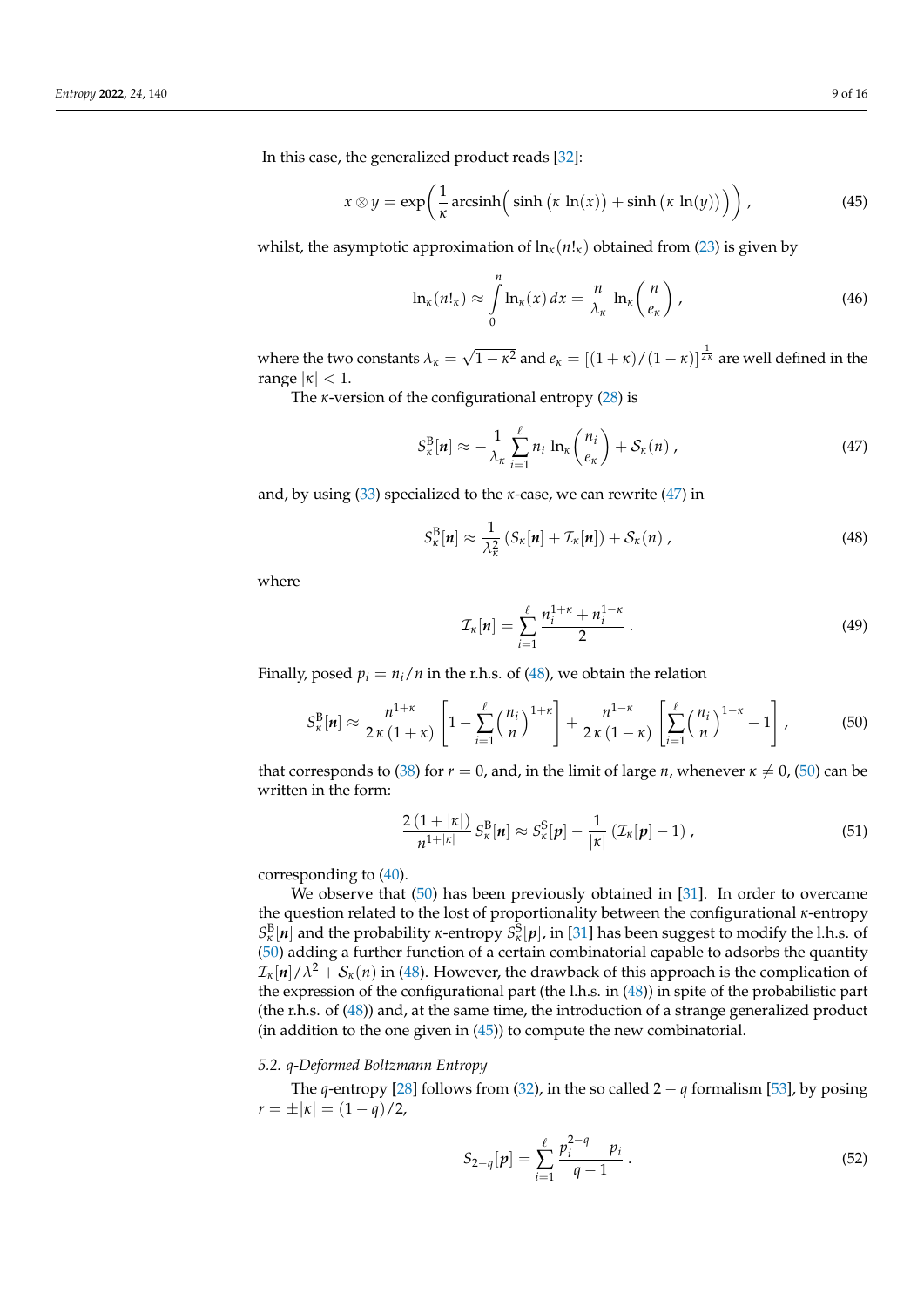In this case, the generalized product reads [32]:

$$x \otimes y = \exp\bigg(\frac{1}{\kappa}\,\text{arcsinh}\Big(\sinh\big(\kappa\,\ln(x)\big) + \sinh\big(\kappa\,\ln(y)\big)\Big)\bigg)\,, \tag{45}$$

whilst, the asymptotic approximation of $\ln_\kappa(n!_\kappa)$ obtained from (23) is given by

$$\ln_\kappa(n!_\kappa) \approx \int_0^n \ln_\kappa(x)\,dx = \frac{n}{\lambda_\kappa}\,\ln_\kappa\left(\frac{n}{e_\kappa}\right)\,, \tag{46}$$

where the two constants $\lambda_\kappa = \sqrt{1-\kappa^2}$ and $e_\kappa = [(1+\kappa)/(1-\kappa)]^{\frac{1}{2\kappa}}$ are well defined in the range $|\kappa| < 1$.

The $\kappa$-version of the configurational entropy (28) is

$$S_\kappa^{\rm B}[\boldsymbol{n}] \approx -\frac{1}{\lambda_\kappa}\sum_{i=1}^{\ell} n_i\,\ln_\kappa\left(\frac{n_i}{e_\kappa}\right) + \mathcal{S}_\kappa(n)\,, \tag{47}$$

and, by using (33) specialized to the $\kappa$-case, we can rewrite (47) in

$$S_\kappa^{\rm B}[\boldsymbol{n}] \approx \frac{1}{\lambda_\kappa^2}\left(S_\kappa[\boldsymbol{n}] + \mathcal{I}_\kappa[\boldsymbol{n}]\right) + \mathcal{S}_\kappa(n)\,, \tag{48}$$

where

$$\mathcal{I}_\kappa[\boldsymbol{n}] = \sum_{i=1}^{\ell}\frac{n_i^{1+\kappa} + n_i^{1-\kappa}}{2}\,. \tag{49}$$

Finally, posed $p_i = n_i/n$ in the r.h.s. of (48), we obtain the relation

$$S_\kappa^{\rm B}[\boldsymbol{n}] \approx \frac{n^{1+\kappa}}{2\,\kappa\,(1+\kappa)}\left[1 - \sum_{i=1}^{\ell}\left(\frac{n_i}{n}\right)^{1+\kappa}\right] + \frac{n^{1-\kappa}}{2\,\kappa\,(1-\kappa)}\left[\sum_{i=1}^{\ell}\left(\frac{n_i}{n}\right)^{1-\kappa} - 1\right]\,, \tag{50}$$

that corresponds to (38) for $r = 0$, and, in the limit of large $n$, whenever $\kappa \neq 0$, (50) can be written in the form:

$$\frac{2\,(1+|\kappa|)}{n^{1+|\kappa|}}\,S_\kappa^{\rm B}[\boldsymbol{n}] \approx S_\kappa^{\rm S}[\boldsymbol{p}] - \frac{1}{|\kappa|}\left(\mathcal{I}_\kappa[\boldsymbol{p}] - 1\right)\,, \tag{51}$$

corresponding to (40).

We observe that (50) has been previously obtained in [31]. In order to overcame the question related to the lost of proportionality between the configurational $\kappa$-entropy $S_\kappa^{\rm B}[\boldsymbol{n}]$ and the probability $\kappa$-entropy $S_\kappa^{\rm S}[\boldsymbol{p}]$, in [31] has been suggest to modify the l.h.s. of (50) adding a further function of a certain combinatorial capable to adsorbs the quantity $\mathcal{I}_\kappa[\boldsymbol{n}]/\lambda^2 + \mathcal{S}_\kappa(n)$ in (48). However, the drawback of this approach is the complication of the expression of the configurational part (the l.h.s. in (48)) in spite of the probabilistic part (the r.h.s. of (48)) and, at the same time, the introduction of a strange generalized product (in addition to the one given in (45)) to compute the new combinatorial.

### 5.2. q-Deformed Boltzmann Entropy

The $q$-entropy [28] follows from (32), in the so called $2-q$ formalism [53], by posing $r = \pm|\kappa| = (1-q)/2$,

$$S_{2-q}[\boldsymbol{p}] = \sum_{i=1}^{\ell}\frac{p_i^{2-q} - p_i}{q-1}\,. \tag{52}$$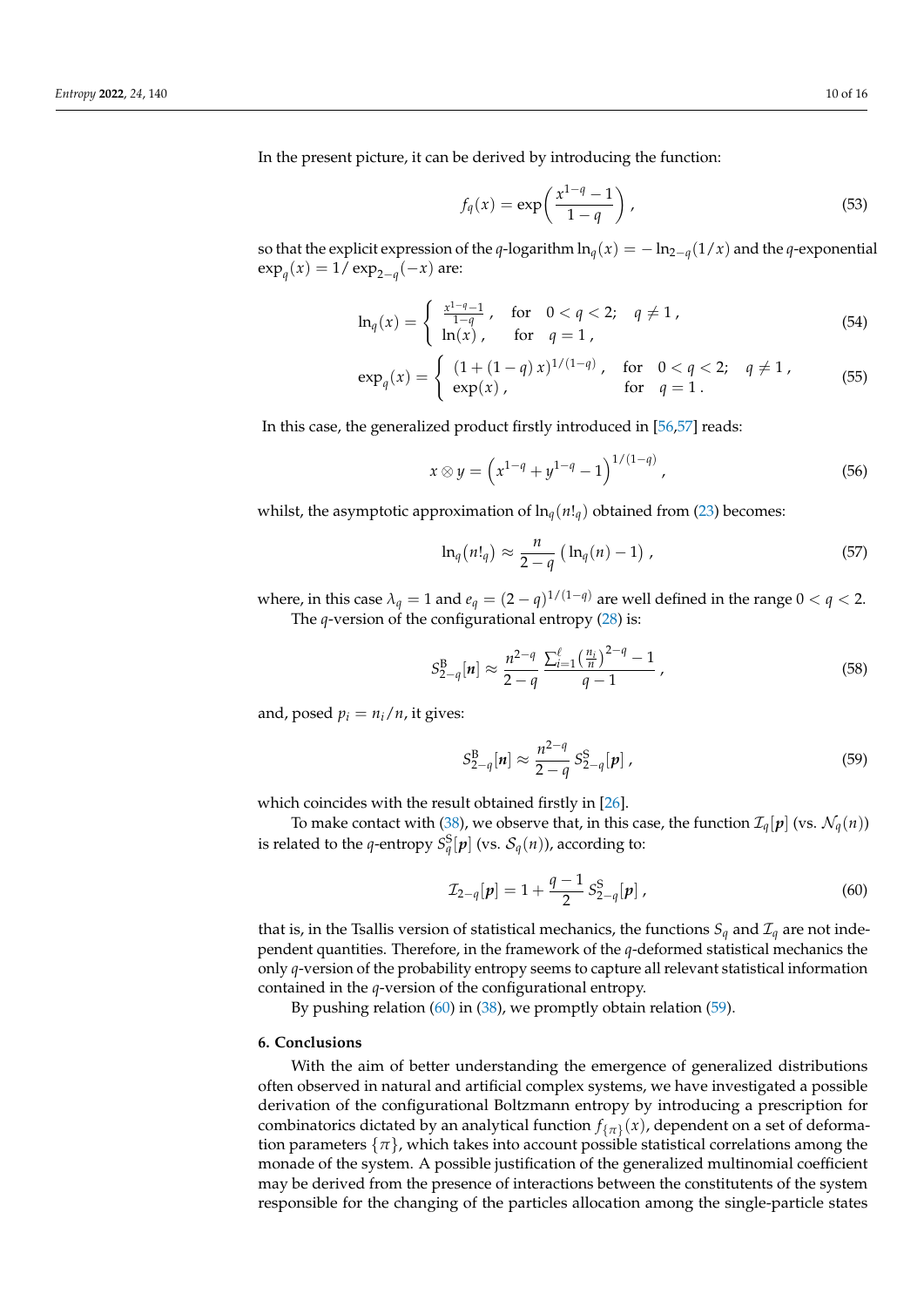In the present picture, it can be derived by introducing the function:

$$f_q(x) = \exp\left(\frac{x^{1-q} - 1}{1-q}\right), \tag{53}$$

so that the explicit expression of the $q$-logarithm $\ln_q(x) = -\ln_{2-q}(1/x)$ and the $q$-exponential $\exp_q(x) = 1/\exp_{2-q}(-x)$ are:

$$\ln_q(x) = \begin{cases} \frac{x^{1-q}-1}{1-q}, & \text{for} \quad 0 < q < 2; \quad q \neq 1, \\ \ln(x), & \text{for} \quad q = 1, \end{cases} \tag{54}$$

$$\exp_q(x) = \begin{cases} (1 + (1-q)\,x)^{1/(1-q)}, & \text{for} \quad 0 < q < 2; \quad q \neq 1, \\ \exp(x), & \text{for} \quad q = 1. \end{cases} \tag{55}$$

In this case, the generalized product firstly introduced in [56,57] reads:

$$x \otimes y = \left(x^{1-q} + y^{1-q} - 1\right)^{1/(1-q)}, \tag{56}$$

whilst, the asymptotic approximation of $\ln_q(n!_q)$ obtained from (23) becomes:

$$\ln_q(n!_q) \approx \frac{n}{2-q}\left(\ln_q(n) - 1\right), \tag{57}$$

where, in this case $\lambda_q = 1$ and $e_q = (2-q)^{1/(1-q)}$ are well defined in the range $0 < q < 2$.

The $q$-version of the configurational entropy (28) is:

$$S^{\rm B}_{2-q}[\boldsymbol{n}] \approx \frac{n^{2-q}}{2-q}\,\frac{\sum_{i=1}^{\ell}\left(\frac{n_i}{n}\right)^{2-q} - 1}{q-1}, \tag{58}$$

and, posed $p_i = n_i/n$, it gives:

$$S^{\rm B}_{2-q}[\boldsymbol{n}] \approx \frac{n^{2-q}}{2-q}\, S^{\rm S}_{2-q}[\boldsymbol{p}], \tag{59}$$

which coincides with the result obtained firstly in [26].

To make contact with (38), we observe that, in this case, the function $\mathcal{I}_q[\boldsymbol{p}]$ (vs. $\mathcal{N}_q(n)$) is related to the $q$-entropy $S^{\rm S}_q[\boldsymbol{p}]$ (vs. $\mathcal{S}_q(n)$), according to:

$$\mathcal{I}_{2-q}[\boldsymbol{p}] = 1 + \frac{q-1}{2}\, S^{\rm S}_{2-q}[\boldsymbol{p}], \tag{60}$$

that is, in the Tsallis version of statistical mechanics, the functions $S_q$ and $\mathcal{I}_q$ are not independent quantities. Therefore, in the framework of the $q$-deformed statistical mechanics the only $q$-version of the probability entropy seems to capture all relevant statistical information contained in the $q$-version of the configurational entropy.

By pushing relation (60) in (38), we promptly obtain relation (59).

## 6. Conclusions

With the aim of better understanding the emergence of generalized distributions often observed in natural and artificial complex systems, we have investigated a possible derivation of the configurational Boltzmann entropy by introducing a prescription for combinatorics dictated by an analytical function $f_{\{\pi\}}(x)$, dependent on a set of deformation parameters $\{\pi\}$, which takes into account possible statistical correlations among the monade of the system. A possible justification of the generalized multinomial coefficient may be derived from the presence of interactions between the constitutents of the system responsible for the changing of the particles allocation among the single-particle states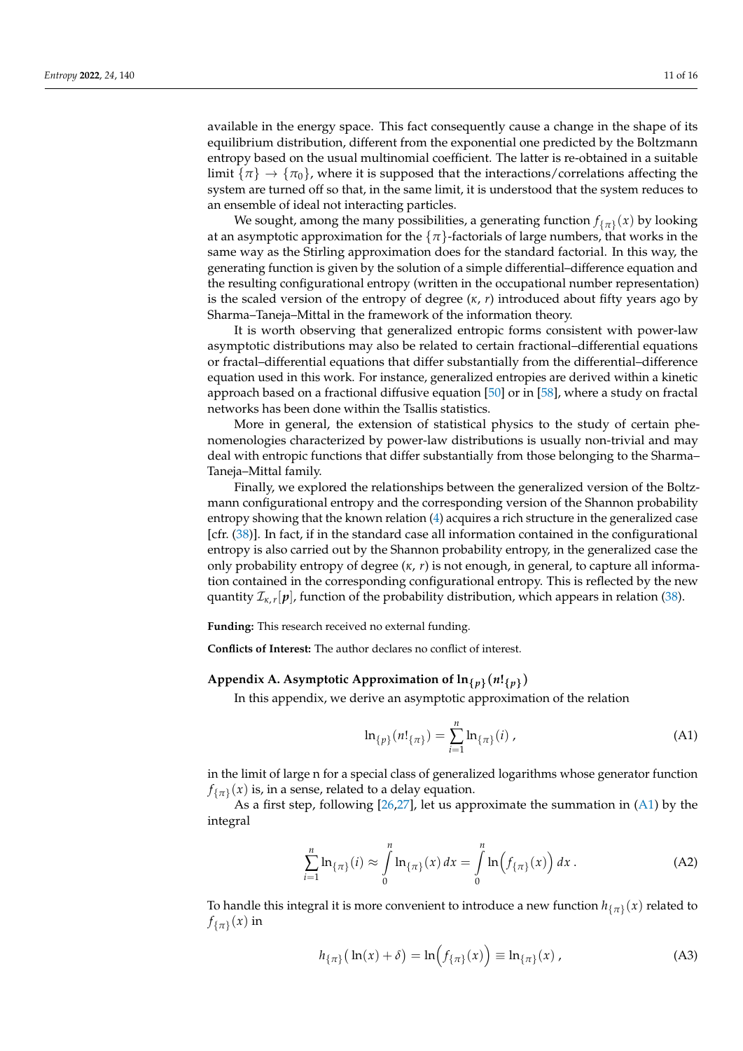available in the energy space. This fact consequently cause a change in the shape of its equilibrium distribution, different from the exponential one predicted by the Boltzmann entropy based on the usual multinomial coefficient. The latter is re-obtained in a suitable limit $\{\pi\} \to \{\pi_0\}$, where it is supposed that the interactions/correlations affecting the system are turned off so that, in the same limit, it is understood that the system reduces to an ensemble of ideal not interacting particles.

We sought, among the many possibilities, a generating function $f_{\{\pi\}}(x)$ by looking at an asymptotic approximation for the $\{\pi\}$-factorials of large numbers, that works in the same way as the Stirling approximation does for the standard factorial. In this way, the generating function is given by the solution of a simple differential–difference equation and the resulting configurational entropy (written in the occupational number representation) is the scaled version of the entropy of degree $(\kappa,\, r)$ introduced about fifty years ago by Sharma–Taneja–Mittal in the framework of the information theory.

It is worth observing that generalized entropic forms consistent with power-law asymptotic distributions may also be related to certain fractional–differential equations or fractal–differential equations that differ substantially from the differential–difference equation used in this work. For instance, generalized entropies are derived within a kinetic approach based on a fractional diffusive equation [50] or in [58], where a study on fractal networks has been done within the Tsallis statistics.

More in general, the extension of statistical physics to the study of certain phenomenologies characterized by power-law distributions is usually non-trivial and may deal with entropic functions that differ substantially from those belonging to the Sharma–Taneja–Mittal family.

Finally, we explored the relationships between the generalized version of the Boltzmann configurational entropy and the corresponding version of the Shannon probability entropy showing that the known relation (4) acquires a rich structure in the generalized case [cfr. (38)]. In fact, if in the standard case all information contained in the configurational entropy is also carried out by the Shannon probability entropy, in the generalized case the only probability entropy of degree $(\kappa,\, r)$ is not enough, in general, to capture all information contained in the corresponding configurational entropy. This is reflected by the new quantity $\mathcal{I}_{\kappa,\,r}[\boldsymbol{p}]$, function of the probability distribution, which appears in relation (38).

**Funding:** This research received no external funding.

**Conflicts of Interest:** The author declares no conflict of interest.

## Appendix A. Asymptotic Approximation of $\ln_{\{p\}}(n!_{\{p\}})$

In this appendix, we derive an asymptotic approximation of the relation

$$\ln_{\{p\}}(n!_{\{\pi\}}) = \sum_{i=1}^{n} \ln_{\{\pi\}}(i) \,, \tag{A1}$$

in the limit of large n for a special class of generalized logarithms whose generator function $f_{\{\pi\}}(x)$ is, in a sense, related to a delay equation.

As a first step, following [26,27], let us approximate the summation in (A1) by the integral

$$\sum_{i=1}^{n} \ln_{\{\pi\}}(i) \approx \int\limits_0^n \ln_{\{\pi\}}(x)\, dx = \int\limits_0^n \ln\Big(f_{\{\pi\}}(x)\Big)\, dx \,. \tag{A2}$$

To handle this integral it is more convenient to introduce a new function $h_{\{\pi\}}(x)$ related to $f_{\{\pi\}}(x)$ in

$$h_{\{\pi\}}\big(\ln(x) + \delta\big) = \ln\Big(f_{\{\pi\}}(x)\Big) \equiv \ln_{\{\pi\}}(x) \,, \tag{A3}$$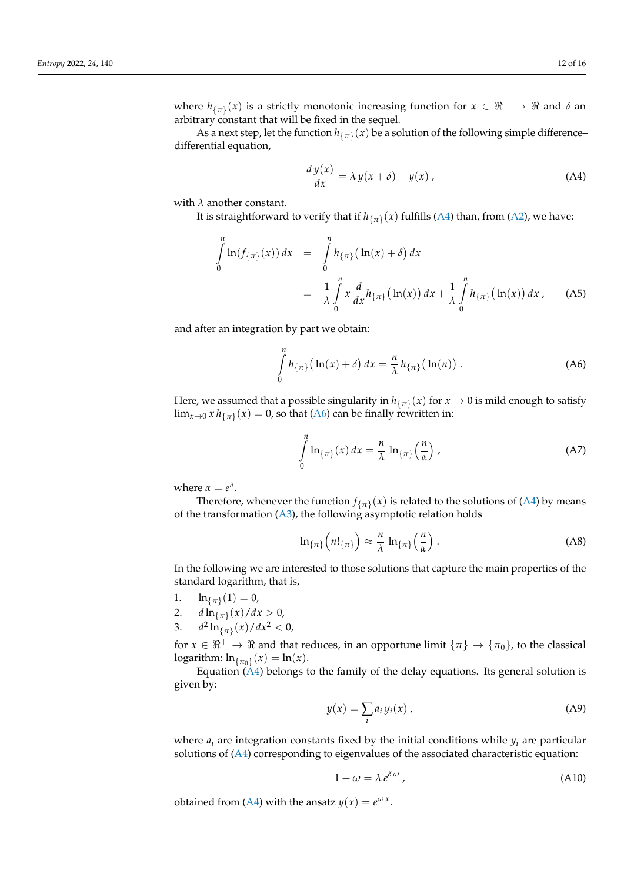where $h_{\{\pi\}}(x)$ is a strictly monotonic increasing function for $x \in \Re^+ \to \Re$ and $\delta$ an arbitrary constant that will be fixed in the sequel.

As a next step, let the function $h_{\{\pi\}}(x)$ be a solution of the following simple difference–differential equation,

$$\frac{d\,y(x)}{dx} = \lambda\, y(x+\delta) - y(x)\,, \tag{A4}$$

with $\lambda$ another constant.

It is straightforward to verify that if $h_{\{\pi\}}(x)$ fulfills (A4) than, from (A2), we have:

$$\begin{aligned}\int_0^n \ln(f_{\{\pi\}}(x))\,dx &= \int_0^n h_{\{\pi\}}\big(\ln(x)+\delta\big)\,dx \\ &= \frac{1}{\lambda}\int_0^n x\,\frac{d}{dx}h_{\{\pi\}}\big(\ln(x)\big)\,dx + \frac{1}{\lambda}\int_0^n h_{\{\pi\}}\big(\ln(x)\big)\,dx\,,\end{aligned} \tag{A5}$$

and after an integration by part we obtain:

$$\int_0^n h_{\{\pi\}}\big(\ln(x)+\delta\big)\,dx = \frac{n}{\lambda}\,h_{\{\pi\}}\big(\ln(n)\big)\,. \tag{A6}$$

Here, we assumed that a possible singularity in $h_{\{\pi\}}(x)$ for $x \to 0$ is mild enough to satisfy $\lim_{x\to 0} x\,h_{\{\pi\}}(x) = 0$, so that (A6) can be finally rewritten in:

$$\int_0^n \ln_{\{\pi\}}(x)\,dx = \frac{n}{\lambda}\,\ln_{\{\pi\}}\!\left(\frac{n}{\alpha}\right), \tag{A7}$$

where $\alpha = e^{\delta}$.

Therefore, whenever the function $f_{\{\pi\}}(x)$ is related to the solutions of (A4) by means of the transformation (A3), the following asymptotic relation holds

$$\ln_{\{\pi\}}\!\Big(n!_{\{\pi\}}\Big) \approx \frac{n}{\lambda}\,\ln_{\{\pi\}}\!\left(\frac{n}{\alpha}\right). \tag{A8}$$

In the following we are interested to those solutions that capture the main properties of the standard logarithm, that is,

1. $\ln_{\{\pi\}}(1) = 0$,
2. $d\ln_{\{\pi\}}(x)/dx > 0$,
3. $d^2\ln_{\{\pi\}}(x)/dx^2 < 0$,

for $x \in \Re^+ \to \Re$ and that reduces, in an opportune limit $\{\pi\} \to \{\pi_0\}$, to the classical logarithm: $\ln_{\{\pi_0\}}(x) = \ln(x)$.

Equation (A4) belongs to the family of the delay equations. Its general solution is given by:

$$y(x) = \sum_i a_i\,y_i(x)\,, \tag{A9}$$

where $a_i$ are integration constants fixed by the initial conditions while $y_i$ are particular solutions of (A4) corresponding to eigenvalues of the associated characteristic equation:

$$1 + \omega = \lambda\,e^{\delta\,\omega}\,, \tag{A10}$$

obtained from (A4) with the ansatz $y(x) = e^{\omega\,x}$.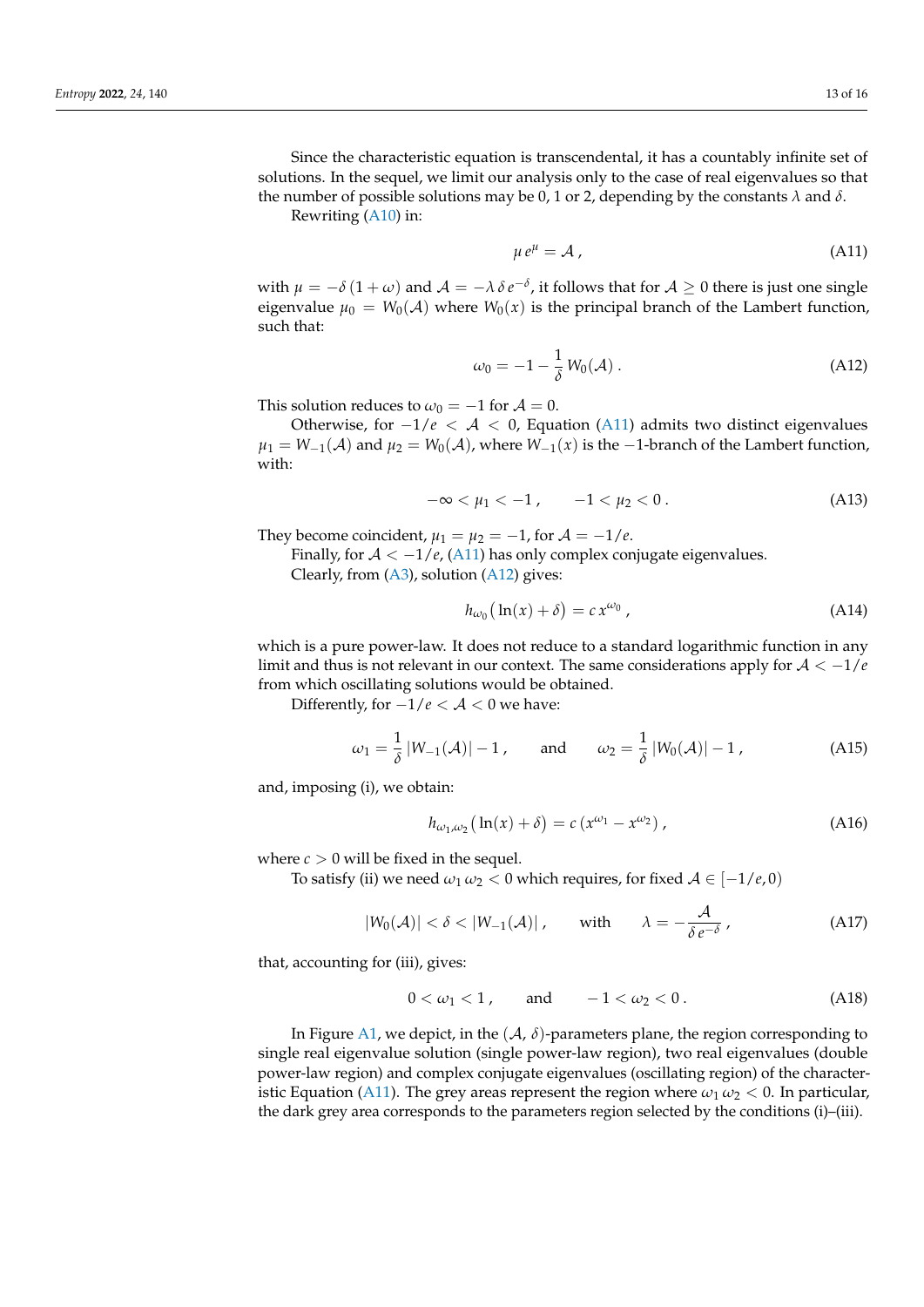Since the characteristic equation is transcendental, it has a countably infinite set of solutions. In the sequel, we limit our analysis only to the case of real eigenvalues so that the number of possible solutions may be 0, 1 or 2, depending by the constants $\lambda$ and $\delta$.

Rewriting (A10) in:

$$\mu\, e^{\mu} = \mathcal{A}\,, \tag{A11}$$

with $\mu = -\delta\,(1+\omega)$ and $\mathcal{A} = -\lambda\,\delta\,e^{-\delta}$, it follows that for $\mathcal{A} \geq 0$ there is just one single eigenvalue $\mu_0 = W_0(\mathcal{A})$ where $W_0(x)$ is the principal branch of the Lambert function, such that:

$$\omega_0 = -1 - \frac{1}{\delta}\, W_0(\mathcal{A})\,. \tag{A12}$$

This solution reduces to $\omega_0 = -1$ for $\mathcal{A} = 0$.

Otherwise, for $-1/e < \mathcal{A} < 0$, Equation (A11) admits two distinct eigenvalues $\mu_1 = W_{-1}(\mathcal{A})$ and $\mu_2 = W_0(\mathcal{A})$, where $W_{-1}(x)$ is the $-1$-branch of the Lambert function, with:

$$-\infty < \mu_1 < -1\,, \qquad -1 < \mu_2 < 0\,. \tag{A13}$$

They become coincident, $\mu_1 = \mu_2 = -1$, for $\mathcal{A} = -1/e$.

Finally, for $\mathcal{A} < -1/e$, (A11) has only complex conjugate eigenvalues.

Clearly, from (A3), solution (A12) gives:

$$h_{\omega_0}\big(\ln(x) + \delta\big) = c\, x^{\omega_0}\,, \tag{A14}$$

which is a pure power-law. It does not reduce to a standard logarithmic function in any limit and thus is not relevant in our context. The same considerations apply for $\mathcal{A} < -1/e$ from which oscillating solutions would be obtained.

Differently, for $-1/e < \mathcal{A} < 0$ we have:

$$\omega_1 = \frac{1}{\delta}\,|W_{-1}(\mathcal{A})| - 1\,, \qquad \text{and} \qquad \omega_2 = \frac{1}{\delta}\,|W_0(\mathcal{A})| - 1\,, \tag{A15}$$

and, imposing (i), we obtain:

$$h_{\omega_1,\omega_2}\big(\ln(x) + \delta\big) = c\,(x^{\omega_1} - x^{\omega_2})\,, \tag{A16}$$

where $c > 0$ will be fixed in the sequel.

To satisfy (ii) we need $\omega_1\,\omega_2 < 0$ which requires, for fixed $\mathcal{A} \in [-1/e, 0)$

$$|W_0(\mathcal{A})| < \delta < |W_{-1}(\mathcal{A})|\,, \qquad \text{with} \qquad \lambda = -\frac{\mathcal{A}}{\delta\, e^{-\delta}}\,, \tag{A17}$$

that, accounting for (iii), gives:

$$0 < \omega_1 < 1\,, \qquad \text{and} \qquad -1 < \omega_2 < 0\,. \tag{A18}$$

In Figure A1, we depict, in the ($\mathcal{A}$, $\delta$)-parameters plane, the region corresponding to single real eigenvalue solution (single power-law region), two real eigenvalues (double power-law region) and complex conjugate eigenvalues (oscillating region) of the characteristic Equation (A11). The grey areas represent the region where $\omega_1\,\omega_2 < 0$. In particular, the dark grey area corresponds to the parameters region selected by the conditions (i)–(iii).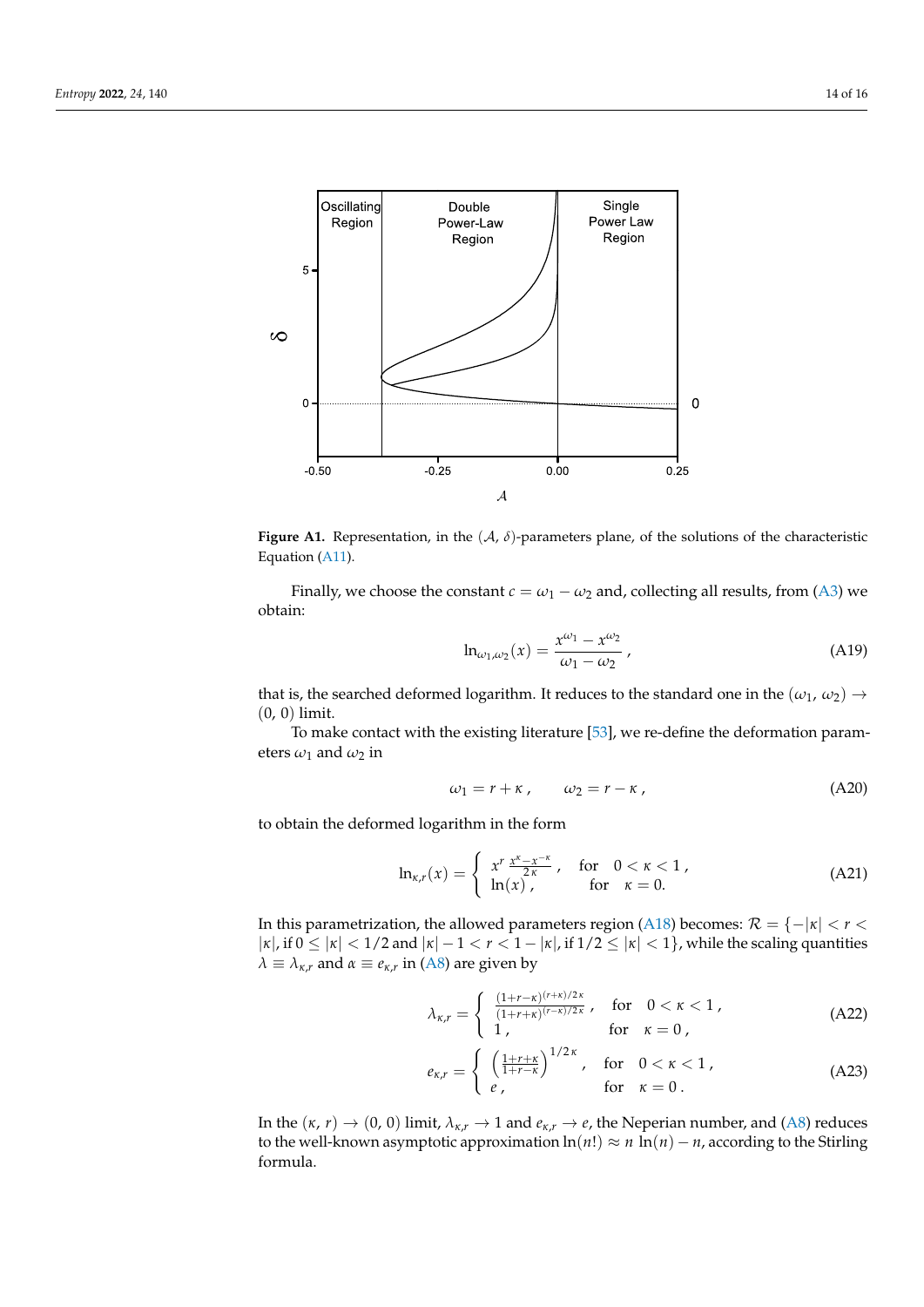Oscillating Region

Double Power-Law Region

Single Power Law Region

5

0

0

$\delta$

-0.50

-0.25

0.00

0.25

$\mathcal{A}$

**Figure A1.** Representation, in the $(\mathcal{A}, \delta)$-parameters plane, of the solutions of the characteristic Equation (A11).

Finally, we choose the constant $c = \omega_1 - \omega_2$ and, collecting all results, from (A3) we obtain:

$$\ln_{\omega_1, \omega_2}(x) = \frac{x^{\omega_1} - x^{\omega_2}}{\omega_1 - \omega_2}\,, \tag{A19}$$

that is, the searched deformed logarithm. It reduces to the standard one in the $(\omega_1, \omega_2) \to (0, 0)$ limit.

To make contact with the existing literature [53], we re-define the deformation parameters $\omega_1$ and $\omega_2$ in

$$\omega_1 = r + \kappa\,, \qquad \omega_2 = r - \kappa\,, \tag{A20}$$

to obtain the deformed logarithm in the form

$$\ln_{\kappa, r}(x) = \begin{cases} x^r \, \frac{x^\kappa - x^{-\kappa}}{2\kappa}\,, & \text{for} \quad 0 < \kappa < 1\,, \\ \ln(x)\,, & \text{for} \quad \kappa = 0. \end{cases} \tag{A21}$$

In this parametrization, the allowed parameters region (A18) becomes: $\mathcal{R} = \{-|\kappa| < r < |\kappa|$, if $0 \le |\kappa| < 1/2$ and $|\kappa| - 1 < r < 1 - |\kappa|$, if $1/2 \le |\kappa| < 1\}$, while the scaling quantities $\lambda \equiv \lambda_{\kappa, r}$ and $\alpha \equiv e_{\kappa, r}$ in (A8) are given by

$$\lambda_{\kappa, r} = \begin{cases} \frac{(1+r-\kappa)^{(r+\kappa)/2\kappa}}{(1+r+\kappa)^{(r-\kappa)/2\kappa}}\,, & \text{for} \quad 0 < \kappa < 1\,, \\ 1\,, & \text{for} \quad \kappa = 0\,, \end{cases} \tag{A22}$$

$$e_{\kappa, r} = \begin{cases} \left(\frac{1+r+\kappa}{1+r-\kappa}\right)^{1/2\kappa}\,, & \text{for} \quad 0 < \kappa < 1\,, \\ e\,, & \text{for} \quad \kappa = 0\,. \end{cases} \tag{A23}$$

In the $(\kappa, r) \to (0, 0)$ limit, $\lambda_{\kappa, r} \to 1$ and $e_{\kappa, r} \to e$, the Neperian number, and (A8) reduces to the well-known asymptotic approximation $\ln(n!) \approx n \ln(n) - n$, according to the Stirling formula.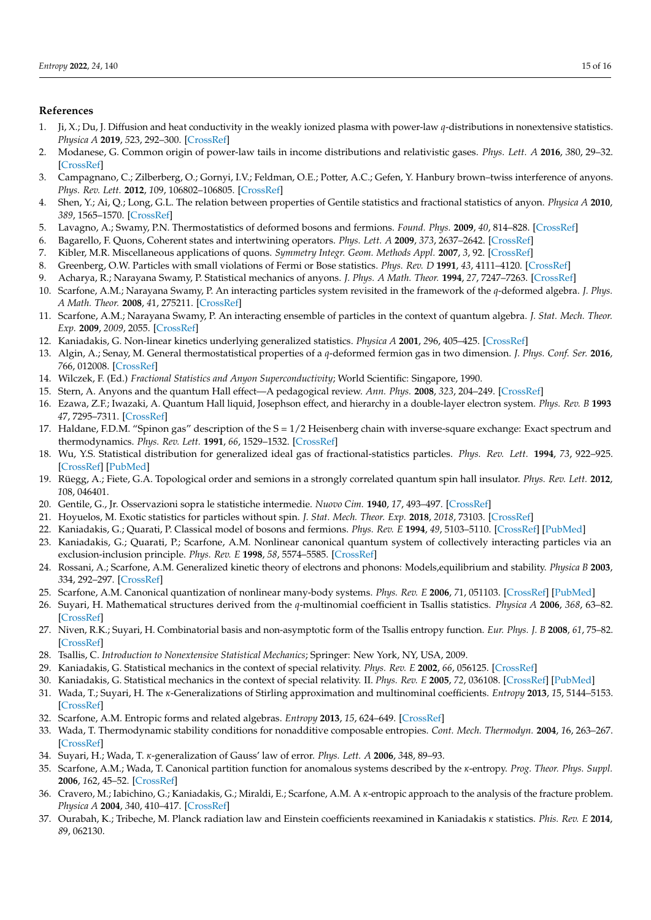## References

1. Ji, X.; Du, J. Diffusion and heat conductivity in the weakly ionized plasma with power-law $q$-distributions in nonextensive statistics. *Physica A* **2019**, *523*, 292–300. [CrossRef]
2. Modanese, G. Common origin of power-law tails in income distributions and relativistic gases. *Phys. Lett. A* **2016**, 380, 29–32. [CrossRef]
3. Campagnano, C.; Zilberberg, O.; Gornyi, I.V.; Feldman, O.E.; Potter, A.C.; Gefen, Y. Hanbury brown–twiss interference of anyons. *Phys. Rev. Lett.* **2012**, *109*, 106802–106805. [CrossRef]
4. Shen, Y.; Ai, Q.; Long, G.L. The relation between properties of Gentile statistics and fractional statistics of anyon. *Physica A* **2010**, *389*, 1565–1570. [CrossRef]
5. Lavagno, A.; Swamy, P.N. Thermostatistics of deformed bosons and fermions. *Found. Phys.* **2009**, *40*, 814–828. [CrossRef]
6. Bagarello, F. Quons, Coherent states and intertwining operators. *Phys. Lett. A* **2009**, *373*, 2637–2642. [CrossRef]
7. Kibler, M.R. Miscellaneous applications of quons. *Symmetry Integr. Geom. Methods Appl.* **2007**, *3*, 92. [CrossRef]
8. Greenberg, O.W. Particles with small violations of Fermi or Bose statistics. *Phys. Rev. D* **1991**, *43*, 4111–4120. [CrossRef]
9. Acharya, R.; Narayana Swamy, P. Statistical mechanics of anyons. *J. Phys. A Math. Theor.* **1994**, *27*, 7247–7263. [CrossRef]
10. Scarfone, A.M.; Narayana Swamy, P. An interacting particles system revisited in the framework of the $q$-deformed algebra. *J. Phys. A Math. Theor.* **2008**, *41*, 275211. [CrossRef]
11. Scarfone, A.M.; Narayana Swamy, P. An interacting ensemble of particles in the context of quantum algebra. *J. Stat. Mech. Theor. Exp.* **2009**, *2009*, 2055. [CrossRef]
12. Kaniadakis, G. Non-linear kinetics underlying generalized statistics. *Physica A* **2001**, *296*, 405–425. [CrossRef]
13. Algin, A.; Senay, M. General thermostatistical properties of a $q$-deformed fermion gas in two dimension. *J. Phys. Conf. Ser.* **2016**, *766*, 012008. [CrossRef]
14. Wilczek, F. (Ed.) *Fractional Statistics and Anyon Superconductivity*; World Scientific: Singapore, 1990.
15. Stern, A. Anyons and the quantum Hall effect—A pedagogical review. *Ann. Phys.* **2008**, *323*, 204–249. [CrossRef]
16. Ezawa, Z.F.; Iwazaki, A. Quantum Hall liquid, Josephson effect, and hierarchy in a double-layer electron system. *Phys. Rev. B* **1993** *47*, 7295–7311. [CrossRef]
17. Haldane, F.D.M. "Spinon gas" description of the S = 1/2 Heisenberg chain with inverse-square exchange: Exact spectrum and thermodynamics. *Phys. Rev. Lett.* **1991**, *66*, 1529–1532. [CrossRef]
18. Wu, Y.S. Statistical distribution for generalized ideal gas of fractional-statistics particles. *Phys. Rev. Lett.* **1994**, *73*, 922–925. [CrossRef] [PubMed]
19. Rüegg, A.; Fiete, G.A. Topological order and semions in a strongly correlated quantum spin hall insulator. *Phys. Rev. Lett.* **2012**, *108*, 046401.
20. Gentile, G., Jr. Osservazioni sopra le statistiche intermedie. *Nuovo Cim.* **1940**, *17*, 493–497. [CrossRef]
21. Hoyuelos, M. Exotic statistics for particles without spin. *J. Stat. Mech. Theor. Exp.* **2018**, *2018*, 73103. [CrossRef]
22. Kaniadakis, G.; Quarati, P. Classical model of bosons and fermions. *Phys. Rev. E* **1994**, *49*, 5103–5110. [CrossRef] [PubMed]
23. Kaniadakis, G.; Quarati, P.; Scarfone, A.M. Nonlinear canonical quantum system of collectively interacting particles via an exclusion-inclusion principle. *Phys. Rev. E* **1998**, *58*, 5574–5585. [CrossRef]
24. Rossani, A.; Scarfone, A.M. Generalized kinetic theory of electrons and phonons: Models,equilibrium and stability. *Physica B* **2003**, *334*, 292–297. [CrossRef]
25. Scarfone, A.M. Canonical quantization of nonlinear many-body systems. *Phys. Rev. E* **2006**, *71*, 051103. [CrossRef] [PubMed]
26. Suyari, H. Mathematical structures derived from the $q$-multinomial coefficient in Tsallis statistics. *Physica A* **2006**, *368*, 63–82. [CrossRef]
27. Niven, R.K.; Suyari, H. Combinatorial basis and non-asymptotic form of the Tsallis entropy function. *Eur. Phys. J. B* **2008**, *61*, 75–82. [CrossRef]
28. Tsallis, C. *Introduction to Nonextensive Statistical Mechanics*; Springer: New York, NY, USA, 2009.
29. Kaniadakis, G. Statistical mechanics in the context of special relativity. *Phys. Rev. E* **2002**, *66*, 056125. [CrossRef]
30. Kaniadakis, G. Statistical mechanics in the context of special relativity. II. *Phys. Rev. E* **2005**, *72*, 036108. [CrossRef] [PubMed]
31. Wada, T.; Suyari, H. The $\kappa$-Generalizations of Stirling approximation and multinominal coefficients. *Entropy* **2013**, *15*, 5144–5153. [CrossRef]
32. Scarfone, A.M. Entropic forms and related algebras. *Entropy* **2013**, *15*, 624–649. [CrossRef]
33. Wada, T. Thermodynamic stability conditions for nonadditive composable entropies. *Cont. Mech. Thermodyn.* **2004**, *16*, 263–267. [CrossRef]
34. Suyari, H.; Wada, T. $\kappa$-generalization of Gauss' law of error. *Phys. Lett. A* **2006**, *348*, 89–93.
35. Scarfone, A.M.; Wada, T. Canonical partition function for anomalous systems described by the $\kappa$-entropy. *Prog. Theor. Phys. Suppl.* **2006**, *162*, 45–52. [CrossRef]
36. Cravero, M.; Iabichino, G.; Kaniadakis, G.; Miraldi, E.; Scarfone, A.M. A $\kappa$-entropic approach to the analysis of the fracture problem. *Physica A* **2004**, 340, 410–417. [CrossRef]
37. Ourabah, K.; Tribeche, M. Planck radiation law and Einstein coefficients reexamined in Kaniadakis $\kappa$ statistics. *Phis. Rev. E* **2014**, *89*, 062130.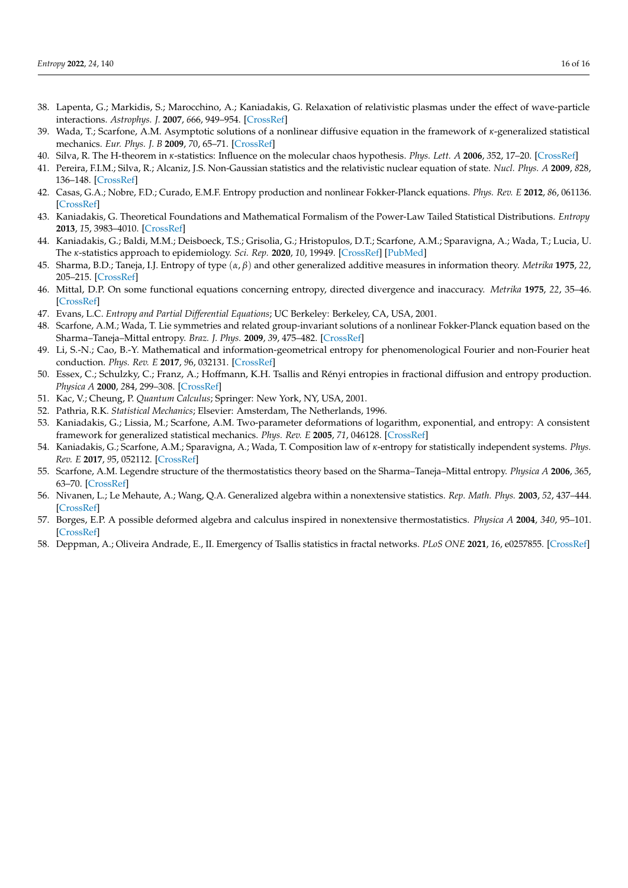38. Lapenta, G.; Markidis, S.; Marocchino, A.; Kaniadakis, G. Relaxation of relativistic plasmas under the effect of wave-particle interactions. *Astrophys. J.* **2007**, *666*, 949–954. [CrossRef]
39. Wada, T.; Scarfone, A.M. Asymptotic solutions of a nonlinear diffusive equation in the framework of $\kappa$-generalized statistical mechanics. *Eur. Phys. J. B* **2009**, *70*, 65–71. [CrossRef]
40. Silva, R. The H-theorem in $\kappa$-statistics: Influence on the molecular chaos hypothesis. *Phys. Lett. A* **2006**, *352*, 17–20. [CrossRef]
41. Pereira, F.I.M.; Silva, R.; Alcaniz, J.S. Non-Gaussian statistics and the relativistic nuclear equation of state. *Nucl. Phys. A* **2009**, *828*, 136–148. [CrossRef]
42. Casas, G.A.; Nobre, F.D.; Curado, E.M.F. Entropy production and nonlinear Fokker-Planck equations. *Phys. Rev. E* **2012**, *86*, 061136. [CrossRef]
43. Kaniadakis, G. Theoretical Foundations and Mathematical Formalism of the Power-Law Tailed Statistical Distributions. *Entropy* **2013**, *15*, 3983–4010. [CrossRef]
44. Kaniadakis, G.; Baldi, M.M.; Deisboeck, T.S.; Grisolia, G.; Hristopulos, D.T.; Scarfone, A.M.; Sparavigna, A.; Wada, T.; Lucia, U. The $\kappa$-statistics approach to epidemiology. *Sci. Rep.* **2020**, *10*, 19949. [CrossRef] [PubMed]
45. Sharma, B.D.; Taneja, I.J. Entropy of type $(\alpha, \beta)$ and other generalized additive measures in information theory. *Metrika* **1975**, *22*, 205–215. [CrossRef]
46. Mittal, D.P. On some functional equations concerning entropy, directed divergence and inaccuracy. *Metrika* **1975**, *22*, 35–46. [CrossRef]
47. Evans, L.C. *Entropy and Partial Differential Equations*; UC Berkeley: Berkeley, CA, USA, 2001.
48. Scarfone, A.M.; Wada, T. Lie symmetries and related group-invariant solutions of a nonlinear Fokker-Planck equation based on the Sharma–Taneja–Mittal entropy. *Braz. J. Phys.* **2009**, *39*, 475–482. [CrossRef]
49. Li, S.-N.; Cao, B.-Y. Mathematical and information-geometrical entropy for phenomenological Fourier and non-Fourier heat conduction. *Phys. Rev. E* **2017**, *96*, 032131. [CrossRef]
50. Essex, C.; Schulzky, C.; Franz, A.; Hoffmann, K.H. Tsallis and Rényi entropies in fractional diffusion and entropy production. *Physica A* **2000**, 284, 299–308. [CrossRef]
51. Kac, V.; Cheung, P. *Quantum Calculus*; Springer: New York, NY, USA, 2001.
52. Pathria, R.K. *Statistical Mechanics*; Elsevier: Amsterdam, The Netherlands, 1996.
53. Kaniadakis, G.; Lissia, M.; Scarfone, A.M. Two-parameter deformations of logarithm, exponential, and entropy: A consistent framework for generalized statistical mechanics. *Phys. Rev. E* **2005**, *71*, 046128. [CrossRef]
54. Kaniadakis, G.; Scarfone, A.M.; Sparavigna, A.; Wada, T. Composition law of $\kappa$-entropy for statistically independent systems. *Phys. Rev. E* **2017**, *95*, 052112. [CrossRef]
55. Scarfone, A.M. Legendre structure of the thermostatistics theory based on the Sharma–Taneja–Mittal entropy. *Physica A* **2006**, *365*, 63–70. [CrossRef]
56. Nivanen, L.; Le Mehaute, A.; Wang, Q.A. Generalized algebra within a nonextensive statistics. *Rep. Math. Phys.* **2003**, *52*, 437–444. [CrossRef]
57. Borges, E.P. A possible deformed algebra and calculus inspired in nonextensive thermostatistics. *Physica A* **2004**, *340*, 95–101. [CrossRef]
58. Deppman, A.; Oliveira Andrade, E., II. Emergency of Tsallis statistics in fractal networks. *PLoS ONE* **2021**, *16*, e0257855. [CrossRef]